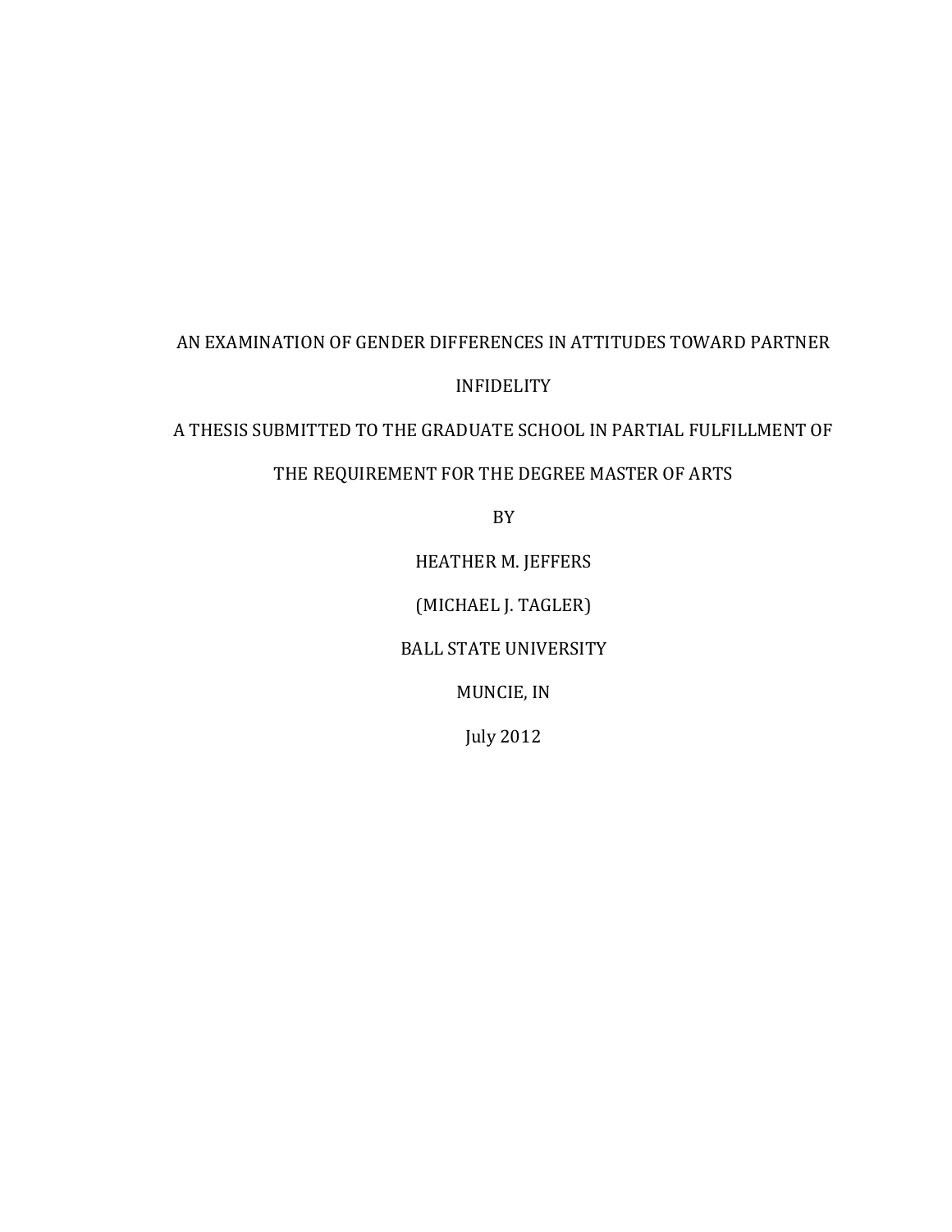# AN EXAMINATION OF GENDER DIFFERENCES IN ATTITUDES TOWARD PARTNER INFIDELITY

A THESIS SUBMITTED TO THE GRADUATE SCHOOL IN PARTIAL FULFILLMENT OF THE REQUIREMENT FOR THE DEGREE MASTER OF ARTS

BY

HEATHER M. JEFFERS

(MICHAEL J. TAGLER)

BALL STATE UNIVERSITY

MUNCIE, IN

July 2012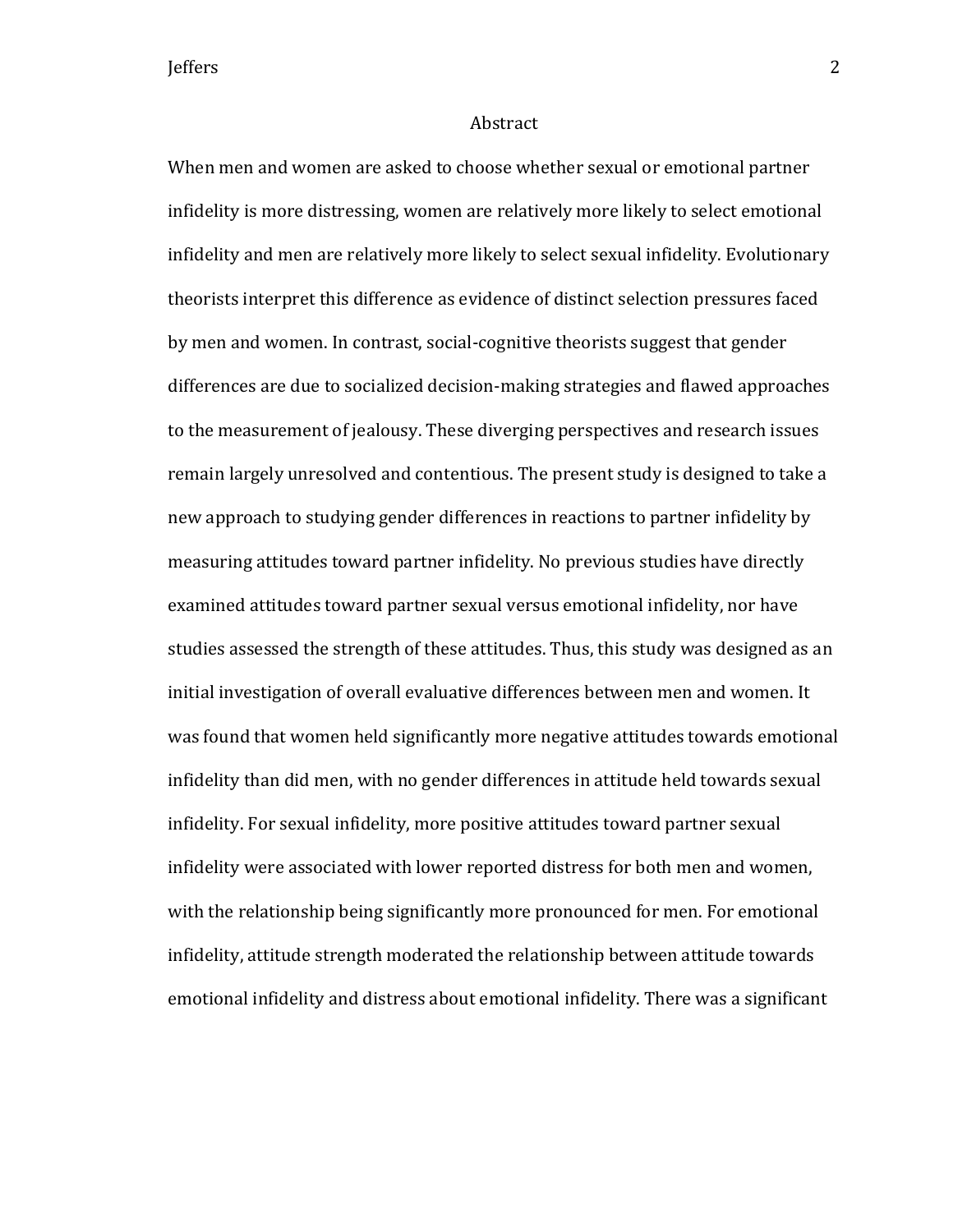## Abstract

When men and women are asked to choose whether sexual or emotional partner infidelity is more distressing, women are relatively more likely to select emotional infidelity and men are relatively more likely to select sexual infidelity. Evolutionary theorists interpret this difference as evidence of distinct selection pressures faced by men and women. In contrast, social-cognitive theorists suggest that gender differences are due to socialized decision-making strategies and flawed approaches to the measurement of jealousy. These diverging perspectives and research issues remain largely unresolved and contentious. The present study is designed to take a new approach to studying gender differences in reactions to partner infidelity by measuring attitudes toward partner infidelity. No previous studies have directly examined attitudes toward partner sexual versus emotional infidelity, nor have studies assessed the strength of these attitudes. Thus, this study was designed as an initial investigation of overall evaluative differences between men and women. It was found that women held significantly more negative attitudes towards emotional infidelity than did men, with no gender differences in attitude held towards sexual infidelity. For sexual infidelity, more positive attitudes toward partner sexual infidelity were associated with lower reported distress for both men and women, with the relationship being significantly more pronounced for men. For emotional infidelity, attitude strength moderated the relationship between attitude towards emotional infidelity and distress about emotional infidelity. There was a significant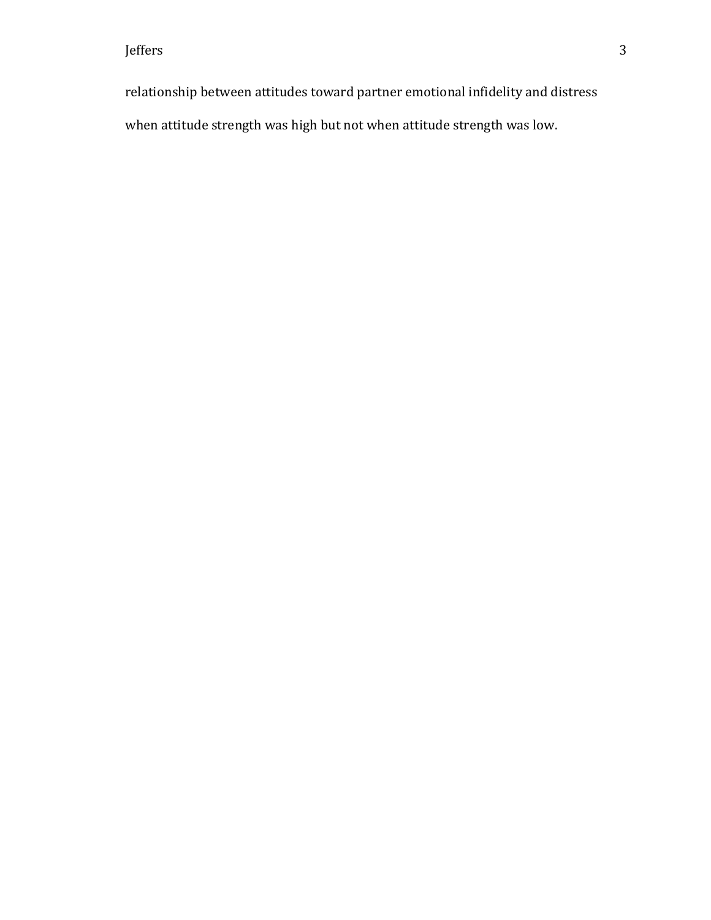relationship between attitudes toward partner emotional infidelity and distress when attitude strength was high but not when attitude strength was low.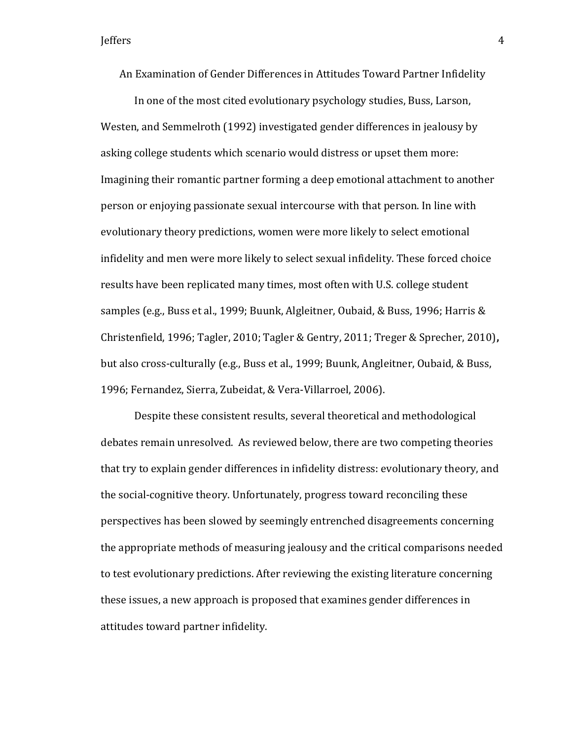# An Examination of Gender Differences in Attitudes Toward Partner Infidelity

In one of the most cited evolutionary psychology studies, Buss, Larson, Westen, and Semmelroth (1992) investigated gender differences in jealousy by asking college students which scenario would distress or upset them more: Imagining their romantic partner forming a deep emotional attachment to another person or enjoying passionate sexual intercourse with that person. In line with evolutionary theory predictions, women were more likely to select emotional infidelity and men were more likely to select sexual infidelity. These forced choice results have been replicated many times, most often with U.S. college student samples (e.g., Buss et al., 1999; Buunk, Algleitner, Oubaid, & Buss, 1996; Harris & Christenfield, 1996; Tagler, 2010; Tagler & Gentry, 2011; Treger & Sprecher, 2010)**,** but also cross-culturally (e.g., Buss et al., 1999; Buunk, Angleitner, Oubaid, & Buss, 1996; Fernandez, Sierra, Zubeidat, & Vera-Villarroel, 2006).

Despite these consistent results, several theoretical and methodological debates remain unresolved. As reviewed below, there are two competing theories that try to explain gender differences in infidelity distress: evolutionary theory, and the social-cognitive theory. Unfortunately, progress toward reconciling these perspectives has been slowed by seemingly entrenched disagreements concerning the appropriate methods of measuring jealousy and the critical comparisons needed to test evolutionary predictions. After reviewing the existing literature concerning these issues, a new approach is proposed that examines gender differences in attitudes toward partner infidelity.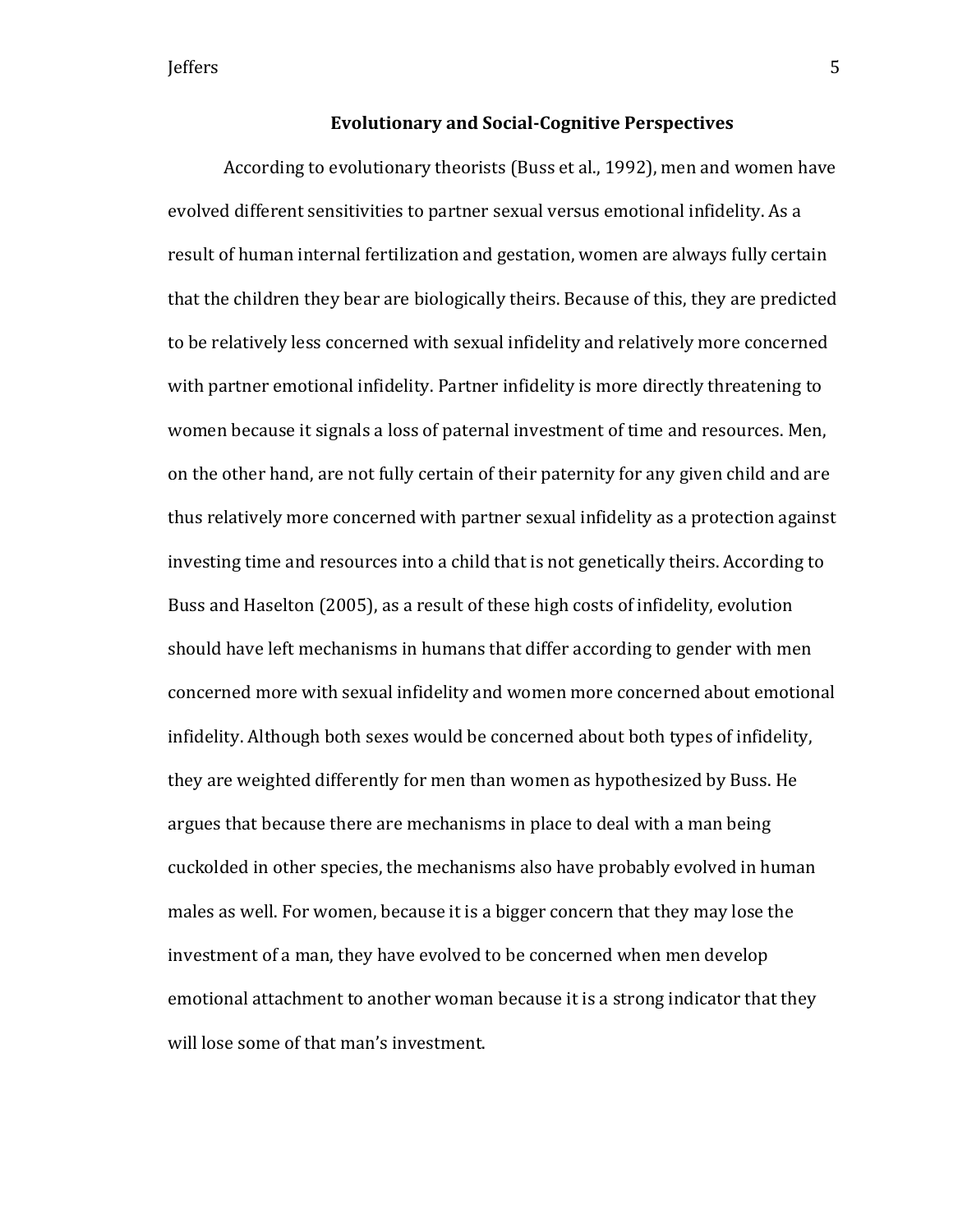## Evolutionary and Social-Cognitive Perspectives

According to evolutionary theorists (Buss et al., 1992), men and women have evolved different sensitivities to partner sexual versus emotional infidelity. As a result of human internal fertilization and gestation, women are always fully certain that the children they bear are biologically theirs. Because of this, they are predicted to be relatively less concerned with sexual infidelity and relatively more concerned with partner emotional infidelity. Partner infidelity is more directly threatening to women because it signals a loss of paternal investment of time and resources. Men, on the other hand, are not fully certain of their paternity for any given child and are thus relatively more concerned with partner sexual infidelity as a protection against investing time and resources into a child that is not genetically theirs. According to Buss and Haselton (2005), as a result of these high costs of infidelity, evolution should have left mechanisms in humans that differ according to gender with men concerned more with sexual infidelity and women more concerned about emotional infidelity. Although both sexes would be concerned about both types of infidelity, they are weighted differently for men than women as hypothesized by Buss. He argues that because there are mechanisms in place to deal with a man being cuckolded in other species, the mechanisms also have probably evolved in human males as well. For women, because it is a bigger concern that they may lose the investment of a man, they have evolved to be concerned when men develop emotional attachment to another woman because it is a strong indicator that they will lose some of that man's investment.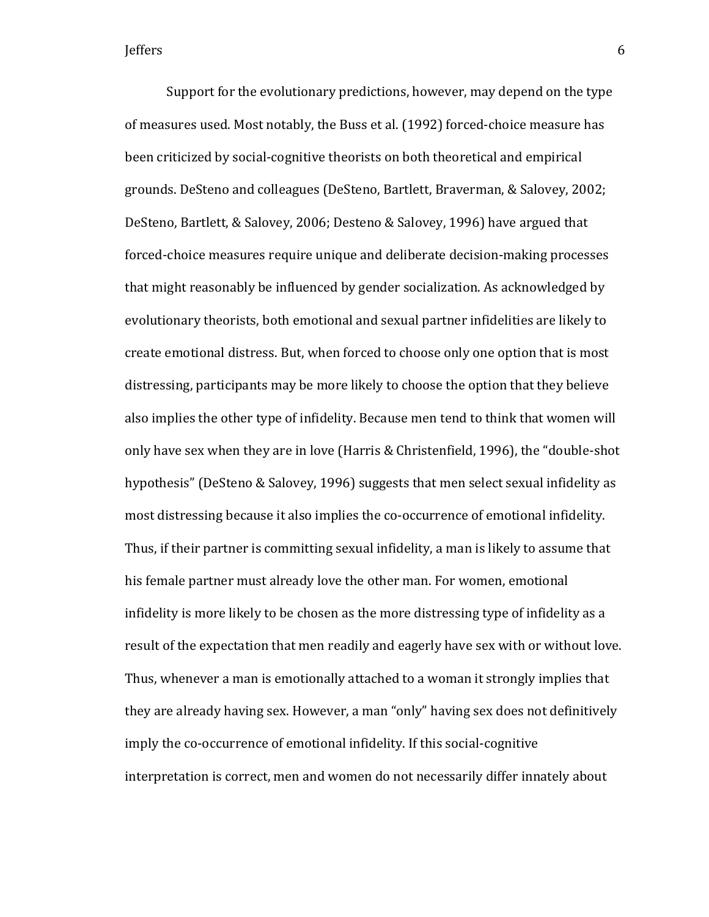Support for the evolutionary predictions, however, may depend on the type of measures used. Most notably, the Buss et al. (1992) forced-choice measure has been criticized by social-cognitive theorists on both theoretical and empirical grounds. DeSteno and colleagues (DeSteno, Bartlett, Braverman, & Salovey, 2002; DeSteno, Bartlett, & Salovey, 2006; Desteno & Salovey, 1996) have argued that forced-choice measures require unique and deliberate decision-making processes that might reasonably be influenced by gender socialization. As acknowledged by evolutionary theorists, both emotional and sexual partner infidelities are likely to create emotional distress. But, when forced to choose only one option that is most distressing, participants may be more likely to choose the option that they believe also implies the other type of infidelity. Because men tend to think that women will only have sex when they are in love (Harris & Christenfield, 1996), the "double-shot hypothesis" (DeSteno & Salovey, 1996) suggests that men select sexual infidelity as most distressing because it also implies the co-occurrence of emotional infidelity. Thus, if their partner is committing sexual infidelity, a man is likely to assume that his female partner must already love the other man. For women, emotional infidelity is more likely to be chosen as the more distressing type of infidelity as a result of the expectation that men readily and eagerly have sex with or without love. Thus, whenever a man is emotionally attached to a woman it strongly implies that they are already having sex. However, a man "only" having sex does not definitively imply the co-occurrence of emotional infidelity. If this social-cognitive interpretation is correct, men and women do not necessarily differ innately about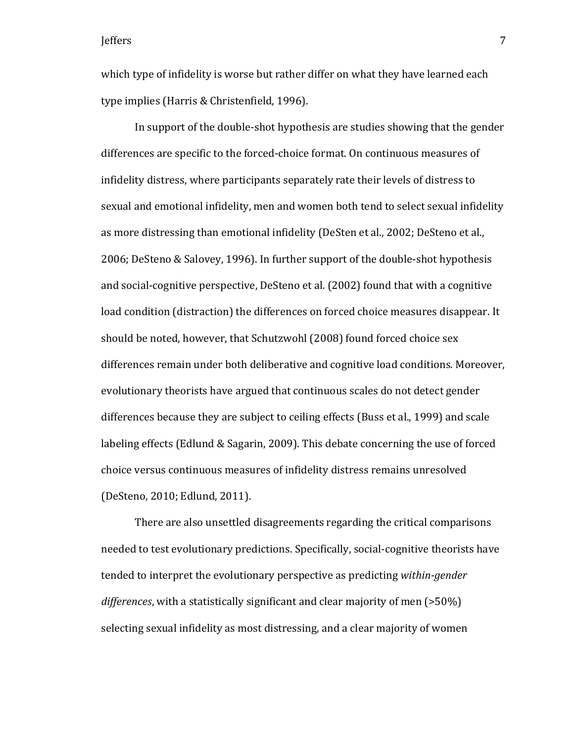which type of infidelity is worse but rather differ on what they have learned each type implies (Harris & Christenfield, 1996).

In support of the double-shot hypothesis are studies showing that the gender differences are specific to the forced-choice format. On continuous measures of infidelity distress, where participants separately rate their levels of distress to sexual and emotional infidelity, men and women both tend to select sexual infidelity as more distressing than emotional infidelity (DeSten et al., 2002; DeSteno et al., 2006; DeSteno & Salovey, 1996). In further support of the double-shot hypothesis and social-cognitive perspective, DeSteno et al. (2002) found that with a cognitive load condition (distraction) the differences on forced choice measures disappear. It should be noted, however, that Schutzwohl (2008) found forced choice sex differences remain under both deliberative and cognitive load conditions. Moreover, evolutionary theorists have argued that continuous scales do not detect gender differences because they are subject to ceiling effects (Buss et al., 1999) and scale labeling effects (Edlund & Sagarin, 2009). This debate concerning the use of forced choice versus continuous measures of infidelity distress remains unresolved (DeSteno, 2010; Edlund, 2011).

There are also unsettled disagreements regarding the critical comparisons needed to test evolutionary predictions. Specifically, social-cognitive theorists have tended to interpret the evolutionary perspective as predicting *within-gender differences*, with a statistically significant and clear majority of men (>50%) selecting sexual infidelity as most distressing, and a clear majority of women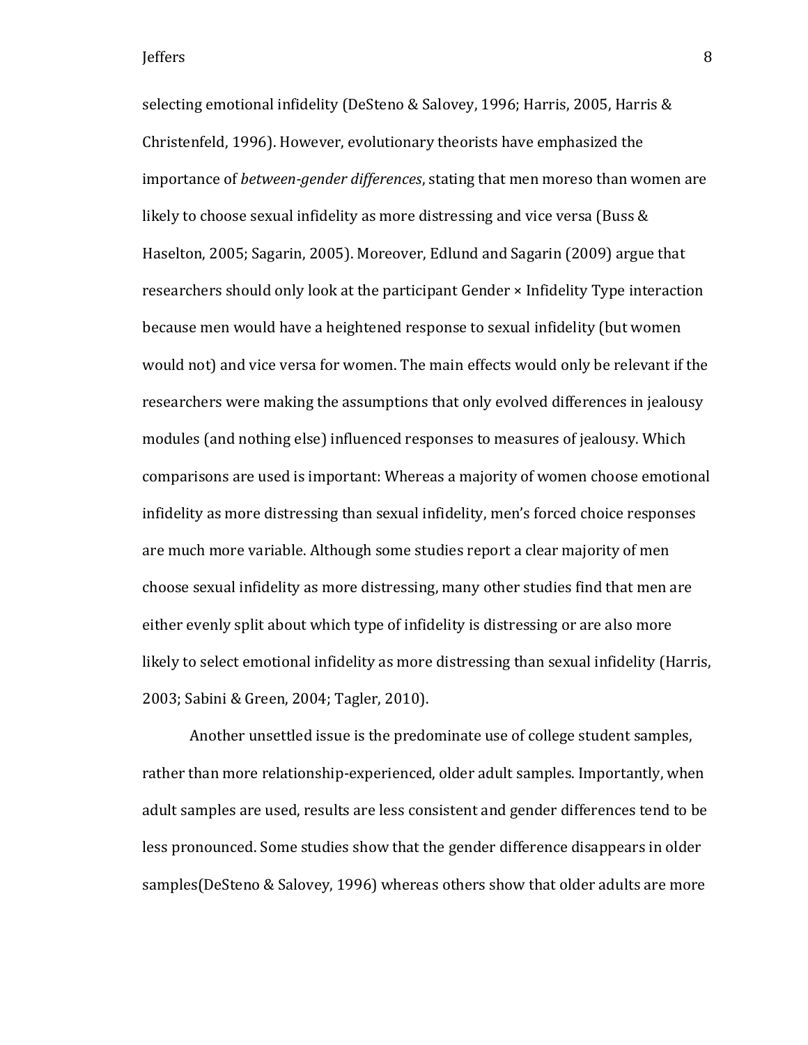selecting emotional infidelity (DeSteno & Salovey, 1996; Harris, 2005, Harris & Christenfeld, 1996). However, evolutionary theorists have emphasized the importance of *between-gender differences*, stating that men moreso than women are likely to choose sexual infidelity as more distressing and vice versa (Buss & Haselton, 2005; Sagarin, 2005). Moreover, Edlund and Sagarin (2009) argue that researchers should only look at the participant Gender × Infidelity Type interaction because men would have a heightened response to sexual infidelity (but women would not) and vice versa for women. The main effects would only be relevant if the researchers were making the assumptions that only evolved differences in jealousy modules (and nothing else) influenced responses to measures of jealousy. Which comparisons are used is important: Whereas a majority of women choose emotional infidelity as more distressing than sexual infidelity, men's forced choice responses are much more variable. Although some studies report a clear majority of men choose sexual infidelity as more distressing, many other studies find that men are either evenly split about which type of infidelity is distressing or are also more likely to select emotional infidelity as more distressing than sexual infidelity (Harris, 2003; Sabini & Green, 2004; Tagler, 2010).

Another unsettled issue is the predominate use of college student samples, rather than more relationship-experienced, older adult samples. Importantly, when adult samples are used, results are less consistent and gender differences tend to be less pronounced. Some studies show that the gender difference disappears in older samples(DeSteno & Salovey, 1996) whereas others show that older adults are more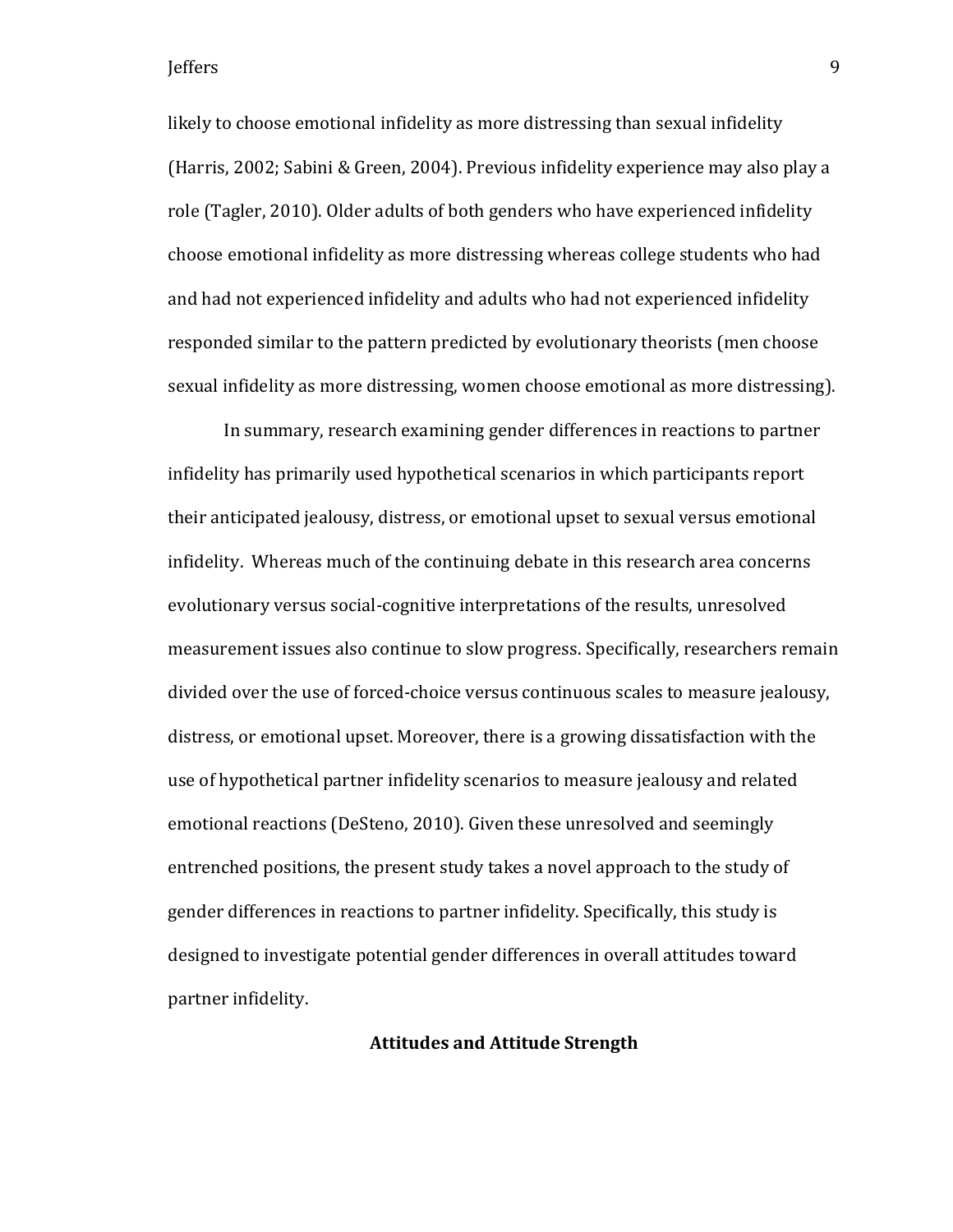likely to choose emotional infidelity as more distressing than sexual infidelity (Harris, 2002; Sabini & Green, 2004). Previous infidelity experience may also play a role (Tagler, 2010). Older adults of both genders who have experienced infidelity choose emotional infidelity as more distressing whereas college students who had and had not experienced infidelity and adults who had not experienced infidelity responded similar to the pattern predicted by evolutionary theorists (men choose sexual infidelity as more distressing, women choose emotional as more distressing).

In summary, research examining gender differences in reactions to partner infidelity has primarily used hypothetical scenarios in which participants report their anticipated jealousy, distress, or emotional upset to sexual versus emotional infidelity. Whereas much of the continuing debate in this research area concerns evolutionary versus social-cognitive interpretations of the results, unresolved measurement issues also continue to slow progress. Specifically, researchers remain divided over the use of forced-choice versus continuous scales to measure jealousy, distress, or emotional upset. Moreover, there is a growing dissatisfaction with the use of hypothetical partner infidelity scenarios to measure jealousy and related emotional reactions (DeSteno, 2010). Given these unresolved and seemingly entrenched positions, the present study takes a novel approach to the study of gender differences in reactions to partner infidelity. Specifically, this study is designed to investigate potential gender differences in overall attitudes toward partner infidelity.

## Attitudes and Attitude Strength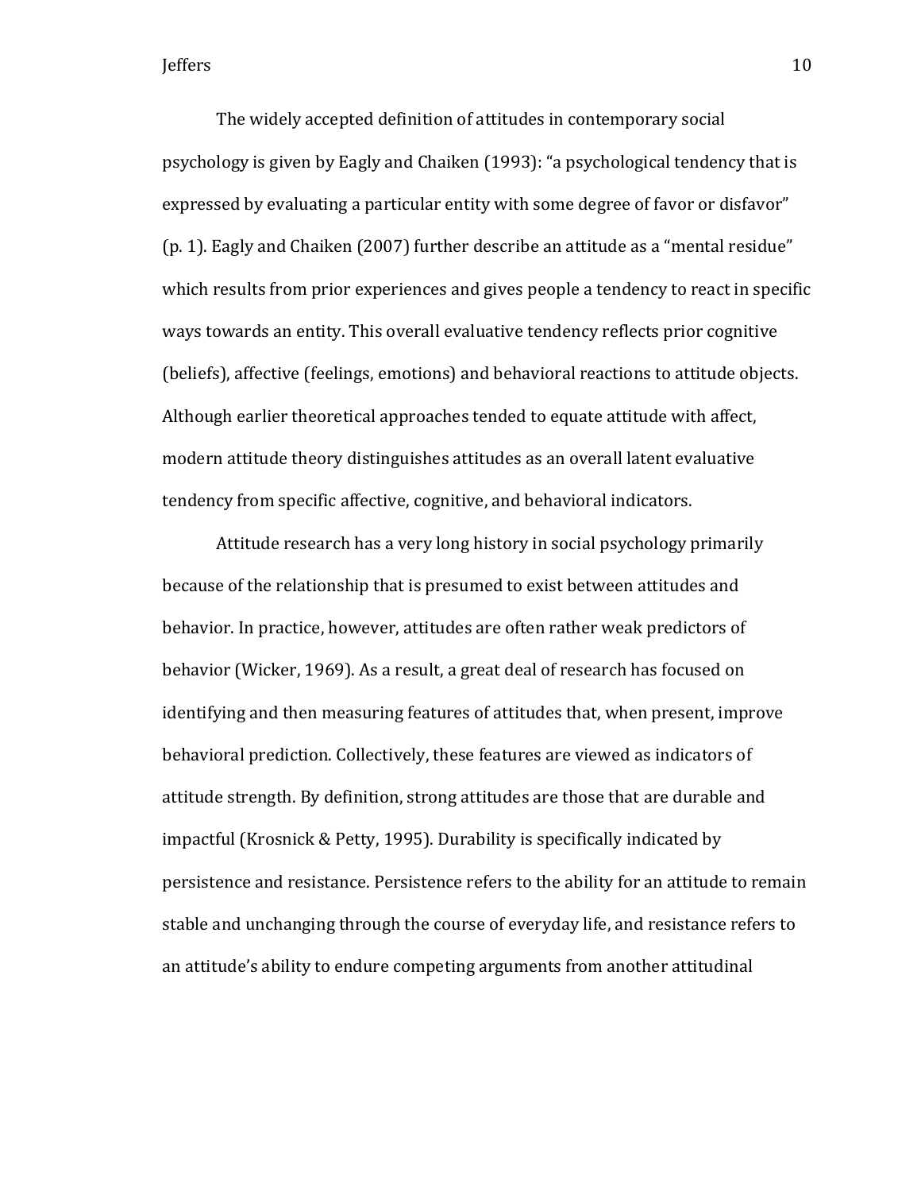The widely accepted definition of attitudes in contemporary social psychology is given by Eagly and Chaiken (1993): “a psychological tendency that is expressed by evaluating a particular entity with some degree of favor or disfavor” (p. 1). Eagly and Chaiken (2007) further describe an attitude as a “mental residue” which results from prior experiences and gives people a tendency to react in specific ways towards an entity. This overall evaluative tendency reflects prior cognitive (beliefs), affective (feelings, emotions) and behavioral reactions to attitude objects. Although earlier theoretical approaches tended to equate attitude with affect, modern attitude theory distinguishes attitudes as an overall latent evaluative tendency from specific affective, cognitive, and behavioral indicators.

Attitude research has a very long history in social psychology primarily because of the relationship that is presumed to exist between attitudes and behavior. In practice, however, attitudes are often rather weak predictors of behavior (Wicker, 1969). As a result, a great deal of research has focused on identifying and then measuring features of attitudes that, when present, improve behavioral prediction. Collectively, these features are viewed as indicators of attitude strength. By definition, strong attitudes are those that are durable and impactful (Krosnick & Petty, 1995). Durability is specifically indicated by persistence and resistance. Persistence refers to the ability for an attitude to remain stable and unchanging through the course of everyday life, and resistance refers to an attitude’s ability to endure competing arguments from another attitudinal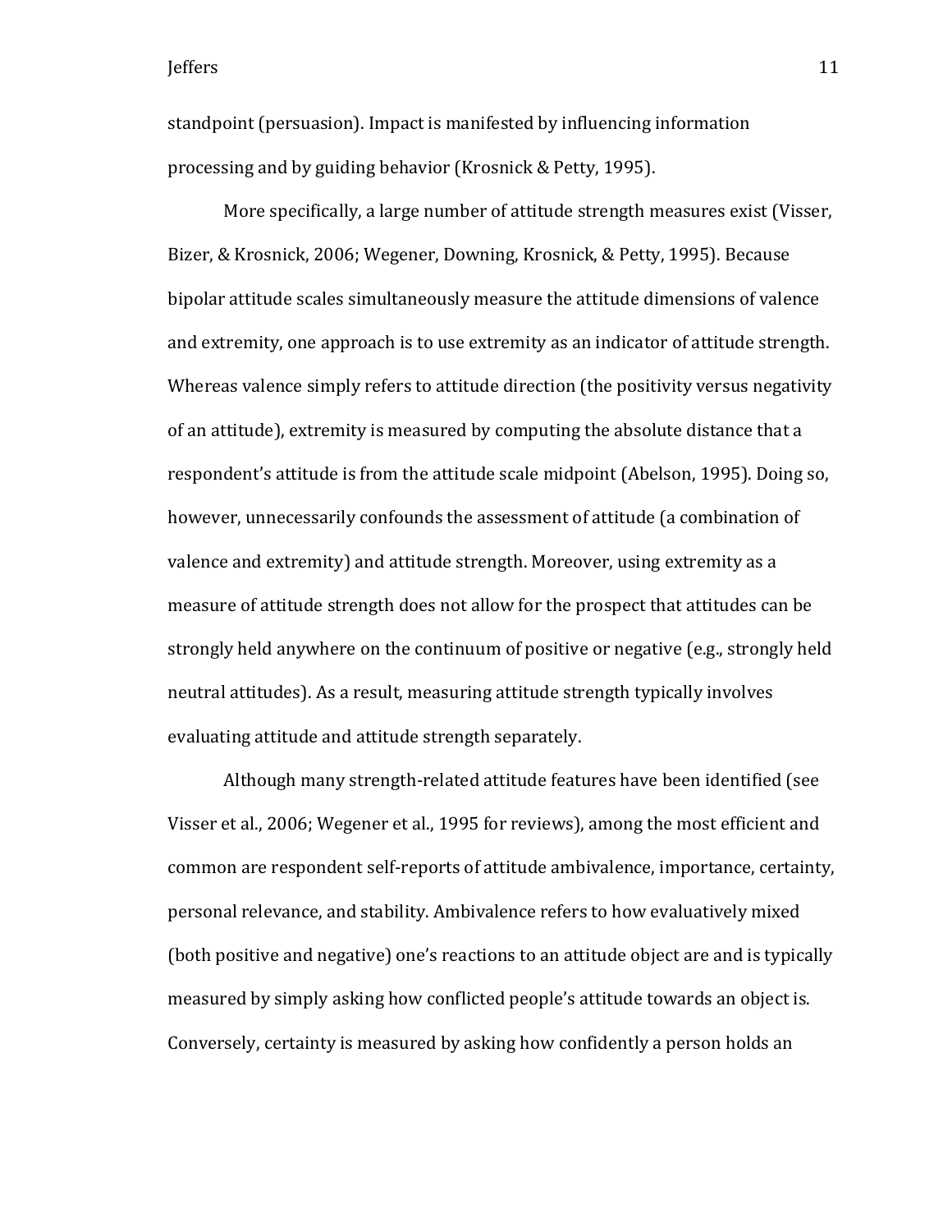standpoint (persuasion). Impact is manifested by influencing information processing and by guiding behavior (Krosnick & Petty, 1995).

More specifically, a large number of attitude strength measures exist (Visser, Bizer, & Krosnick, 2006; Wegener, Downing, Krosnick, & Petty, 1995). Because bipolar attitude scales simultaneously measure the attitude dimensions of valence and extremity, one approach is to use extremity as an indicator of attitude strength. Whereas valence simply refers to attitude direction (the positivity versus negativity of an attitude), extremity is measured by computing the absolute distance that a respondent's attitude is from the attitude scale midpoint (Abelson, 1995). Doing so, however, unnecessarily confounds the assessment of attitude (a combination of valence and extremity) and attitude strength. Moreover, using extremity as a measure of attitude strength does not allow for the prospect that attitudes can be strongly held anywhere on the continuum of positive or negative (e.g., strongly held neutral attitudes). As a result, measuring attitude strength typically involves evaluating attitude and attitude strength separately.

Although many strength-related attitude features have been identified (see Visser et al., 2006; Wegener et al., 1995 for reviews), among the most efficient and common are respondent self-reports of attitude ambivalence, importance, certainty, personal relevance, and stability. Ambivalence refers to how evaluatively mixed (both positive and negative) one's reactions to an attitude object are and is typically measured by simply asking how conflicted people's attitude towards an object is. Conversely, certainty is measured by asking how confidently a person holds an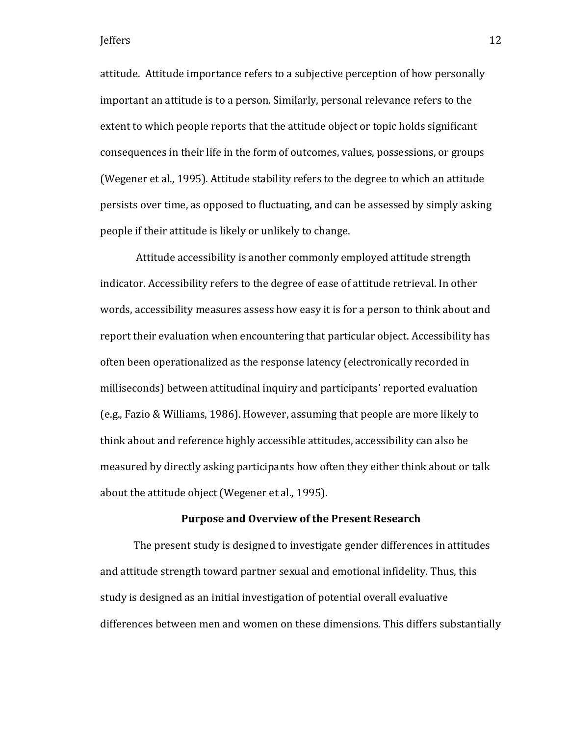attitude. Attitude importance refers to a subjective perception of how personally important an attitude is to a person. Similarly, personal relevance refers to the extent to which people reports that the attitude object or topic holds significant consequences in their life in the form of outcomes, values, possessions, or groups (Wegener et al., 1995). Attitude stability refers to the degree to which an attitude persists over time, as opposed to fluctuating, and can be assessed by simply asking people if their attitude is likely or unlikely to change.

Attitude accessibility is another commonly employed attitude strength indicator. Accessibility refers to the degree of ease of attitude retrieval. In other words, accessibility measures assess how easy it is for a person to think about and report their evaluation when encountering that particular object. Accessibility has often been operationalized as the response latency (electronically recorded in milliseconds) between attitudinal inquiry and participants' reported evaluation (e.g., Fazio & Williams, 1986). However, assuming that people are more likely to think about and reference highly accessible attitudes, accessibility can also be measured by directly asking participants how often they either think about or talk about the attitude object (Wegener et al., 1995).

## Purpose and Overview of the Present Research

The present study is designed to investigate gender differences in attitudes and attitude strength toward partner sexual and emotional infidelity. Thus, this study is designed as an initial investigation of potential overall evaluative differences between men and women on these dimensions. This differs substantially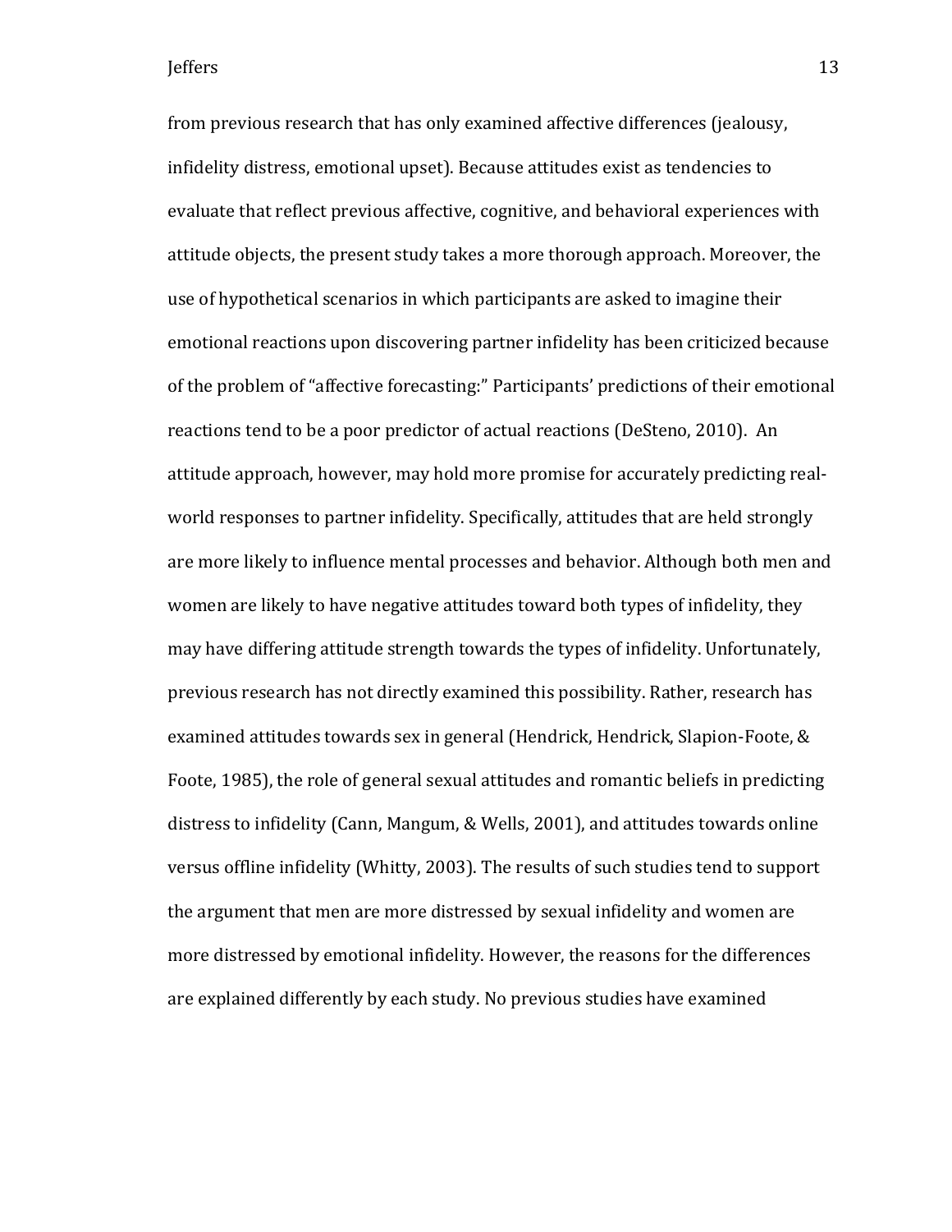from previous research that has only examined affective differences (jealousy, infidelity distress, emotional upset). Because attitudes exist as tendencies to evaluate that reflect previous affective, cognitive, and behavioral experiences with attitude objects, the present study takes a more thorough approach. Moreover, the use of hypothetical scenarios in which participants are asked to imagine their emotional reactions upon discovering partner infidelity has been criticized because of the problem of "affective forecasting:" Participants' predictions of their emotional reactions tend to be a poor predictor of actual reactions (DeSteno, 2010). An attitude approach, however, may hold more promise for accurately predicting real-world responses to partner infidelity. Specifically, attitudes that are held strongly are more likely to influence mental processes and behavior. Although both men and women are likely to have negative attitudes toward both types of infidelity, they may have differing attitude strength towards the types of infidelity. Unfortunately, previous research has not directly examined this possibility. Rather, research has examined attitudes towards sex in general (Hendrick, Hendrick, Slapion-Foote, & Foote, 1985), the role of general sexual attitudes and romantic beliefs in predicting distress to infidelity (Cann, Mangum, & Wells, 2001), and attitudes towards online versus offline infidelity (Whitty, 2003). The results of such studies tend to support the argument that men are more distressed by sexual infidelity and women are more distressed by emotional infidelity. However, the reasons for the differences are explained differently by each study. No previous studies have examined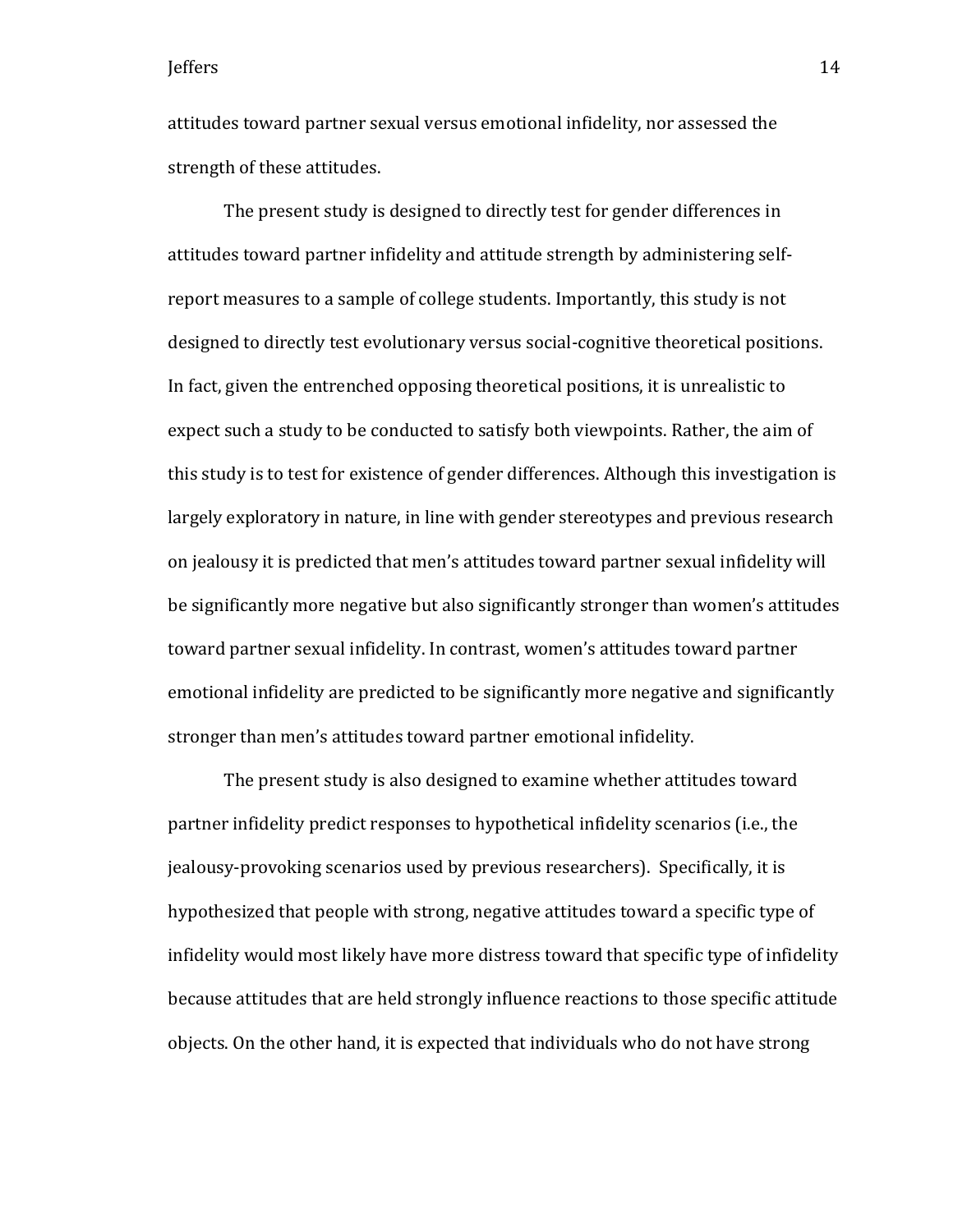attitudes toward partner sexual versus emotional infidelity, nor assessed the strength of these attitudes.

The present study is designed to directly test for gender differences in attitudes toward partner infidelity and attitude strength by administering self-report measures to a sample of college students. Importantly, this study is not designed to directly test evolutionary versus social-cognitive theoretical positions. In fact, given the entrenched opposing theoretical positions, it is unrealistic to expect such a study to be conducted to satisfy both viewpoints. Rather, the aim of this study is to test for existence of gender differences. Although this investigation is largely exploratory in nature, in line with gender stereotypes and previous research on jealousy it is predicted that men's attitudes toward partner sexual infidelity will be significantly more negative but also significantly stronger than women's attitudes toward partner sexual infidelity. In contrast, women's attitudes toward partner emotional infidelity are predicted to be significantly more negative and significantly stronger than men's attitudes toward partner emotional infidelity.

The present study is also designed to examine whether attitudes toward partner infidelity predict responses to hypothetical infidelity scenarios (i.e., the jealousy-provoking scenarios used by previous researchers). Specifically, it is hypothesized that people with strong, negative attitudes toward a specific type of infidelity would most likely have more distress toward that specific type of infidelity because attitudes that are held strongly influence reactions to those specific attitude objects. On the other hand, it is expected that individuals who do not have strong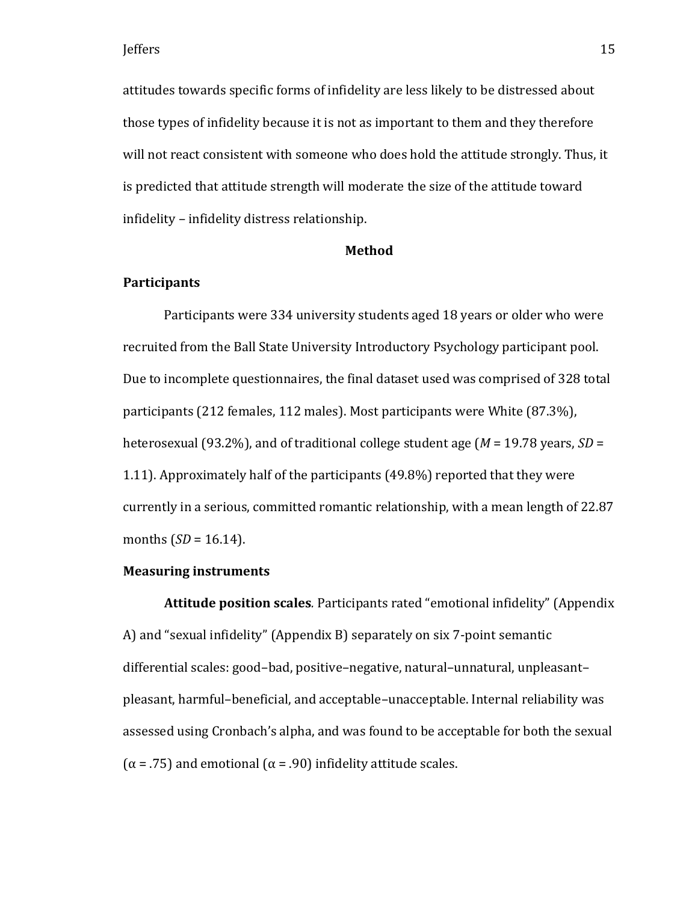attitudes towards specific forms of infidelity are less likely to be distressed about those types of infidelity because it is not as important to them and they therefore will not react consistent with someone who does hold the attitude strongly. Thus, it is predicted that attitude strength will moderate the size of the attitude toward infidelity – infidelity distress relationship.

## Method

### Participants

Participants were 334 university students aged 18 years or older who were recruited from the Ball State University Introductory Psychology participant pool. Due to incomplete questionnaires, the final dataset used was comprised of 328 total participants (212 females, 112 males). Most participants were White (87.3%), heterosexual (93.2%), and of traditional college student age ($M$ = 19.78 years, $SD$ = 1.11). Approximately half of the participants (49.8%) reported that they were currently in a serious, committed romantic relationship, with a mean length of 22.87 months ($SD$ = 16.14).

### Measuring instruments

**Attitude position scales**. Participants rated "emotional infidelity" (Appendix A) and "sexual infidelity" (Appendix B) separately on six 7-point semantic differential scales: good–bad, positive–negative, natural–unnatural, unpleasant–pleasant, harmful–beneficial, and acceptable–unacceptable. Internal reliability was assessed using Cronbach's alpha, and was found to be acceptable for both the sexual ($\alpha$ = .75) and emotional ($\alpha$ = .90) infidelity attitude scales.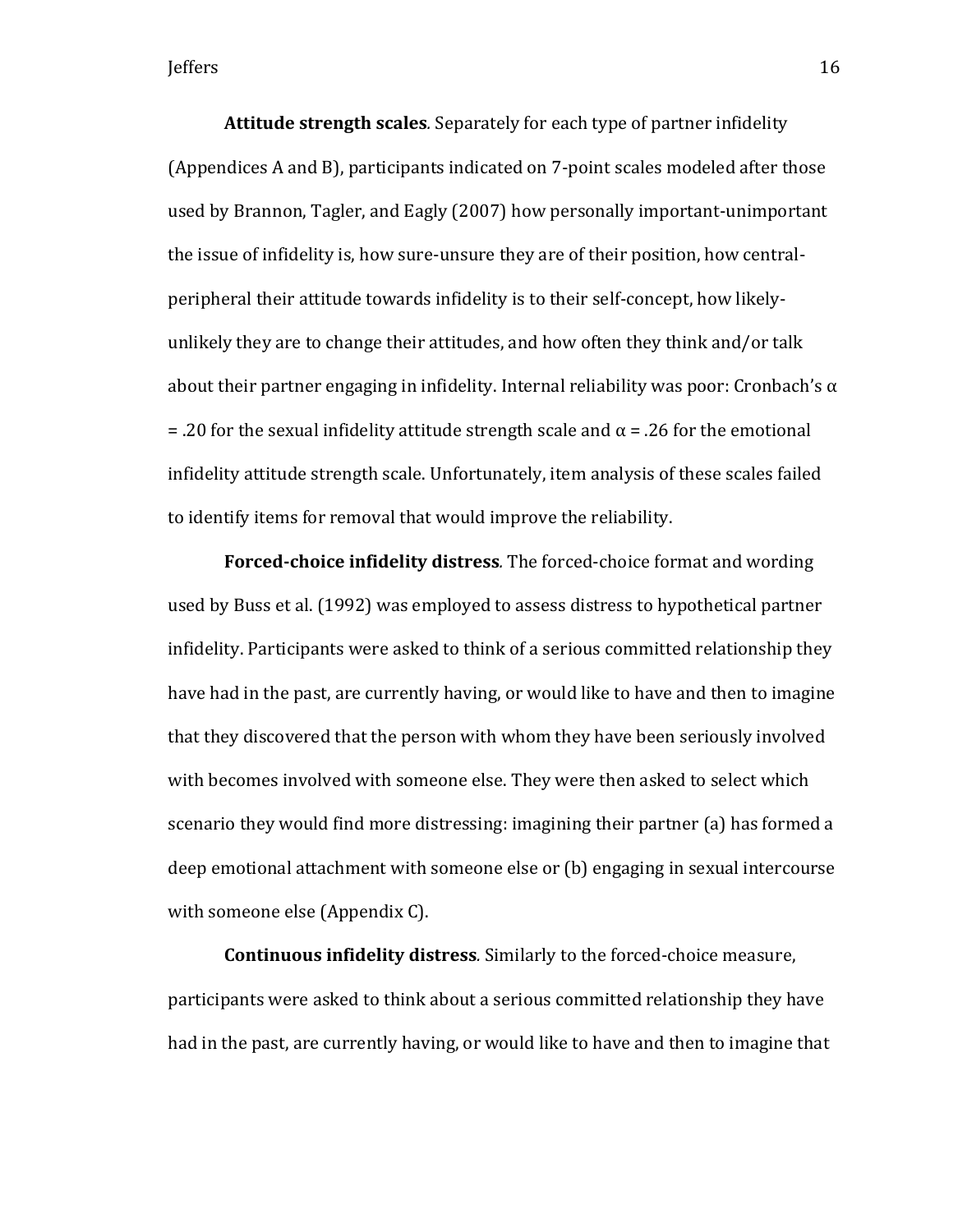**Attitude strength scales**. Separately for each type of partner infidelity (Appendices A and B), participants indicated on 7-point scales modeled after those used by Brannon, Tagler, and Eagly (2007) how personally important-unimportant the issue of infidelity is, how sure-unsure they are of their position, how central-peripheral their attitude towards infidelity is to their self-concept, how likely-unlikely they are to change their attitudes, and how often they think and/or talk about their partner engaging in infidelity. Internal reliability was poor: Cronbach's $\alpha = .20$ for the sexual infidelity attitude strength scale and $\alpha = .26$ for the emotional infidelity attitude strength scale. Unfortunately, item analysis of these scales failed to identify items for removal that would improve the reliability.

**Forced-choice infidelity distress**. The forced-choice format and wording used by Buss et al. (1992) was employed to assess distress to hypothetical partner infidelity. Participants were asked to think of a serious committed relationship they have had in the past, are currently having, or would like to have and then to imagine that they discovered that the person with whom they have been seriously involved with becomes involved with someone else. They were then asked to select which scenario they would find more distressing: imagining their partner (a) has formed a deep emotional attachment with someone else or (b) engaging in sexual intercourse with someone else (Appendix C).

**Continuous infidelity distress**. Similarly to the forced-choice measure, participants were asked to think about a serious committed relationship they have had in the past, are currently having, or would like to have and then to imagine that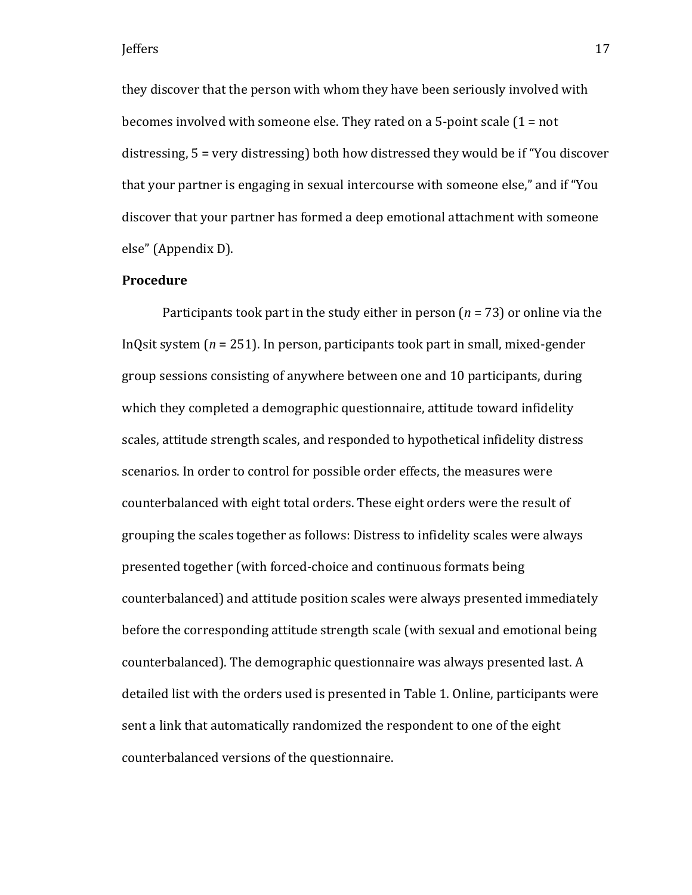they discover that the person with whom they have been seriously involved with becomes involved with someone else. They rated on a 5-point scale (1 = not distressing, 5 = very distressing) both how distressed they would be if "You discover that your partner is engaging in sexual intercourse with someone else," and if "You discover that your partner has formed a deep emotional attachment with someone else" (Appendix D).

**Procedure**

Participants took part in the study either in person (*n* = 73) or online via the InQsit system (*n* = 251). In person, participants took part in small, mixed-gender group sessions consisting of anywhere between one and 10 participants, during which they completed a demographic questionnaire, attitude toward infidelity scales, attitude strength scales, and responded to hypothetical infidelity distress scenarios. In order to control for possible order effects, the measures were counterbalanced with eight total orders. These eight orders were the result of grouping the scales together as follows: Distress to infidelity scales were always presented together (with forced-choice and continuous formats being counterbalanced) and attitude position scales were always presented immediately before the corresponding attitude strength scale (with sexual and emotional being counterbalanced). The demographic questionnaire was always presented last. A detailed list with the orders used is presented in Table 1. Online, participants were sent a link that automatically randomized the respondent to one of the eight counterbalanced versions of the questionnaire.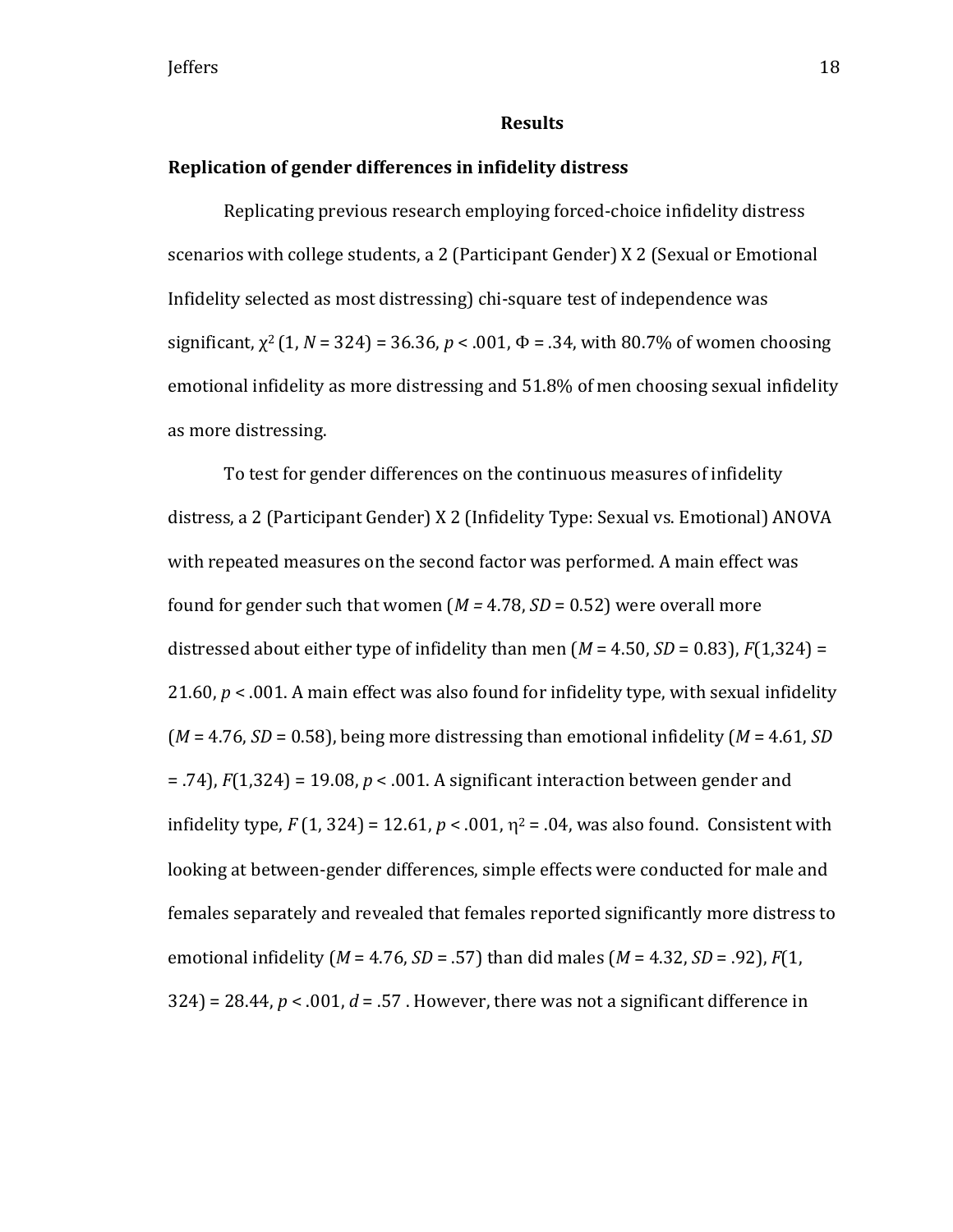## Results

### Replication of gender differences in infidelity distress

Replicating previous research employing forced-choice infidelity distress scenarios with college students, a 2 (Participant Gender) X 2 (Sexual or Emotional Infidelity selected as most distressing) chi-square test of independence was significant, $\chi^2$ (1, $N$ = 324) = 36.36, $p$ < .001, $\Phi$ = .34, with 80.7% of women choosing emotional infidelity as more distressing and 51.8% of men choosing sexual infidelity as more distressing.

To test for gender differences on the continuous measures of infidelity distress, a 2 (Participant Gender) X 2 (Infidelity Type: Sexual vs. Emotional) ANOVA with repeated measures on the second factor was performed. A main effect was found for gender such that women ($M$ = 4.78, $SD$ = 0.52) were overall more distressed about either type of infidelity than men ($M$ = 4.50, $SD$ = 0.83), $F$(1,324) = 21.60, $p$ < .001. A main effect was also found for infidelity type, with sexual infidelity ($M$ = 4.76, $SD$ = 0.58), being more distressing than emotional infidelity ($M$ = 4.61, $SD$ = .74), $F$(1,324) = 19.08, $p$ < .001. A significant interaction between gender and infidelity type, $F$ (1, 324) = 12.61, $p$ < .001, $\eta^2$ = .04, was also found. Consistent with looking at between-gender differences, simple effects were conducted for male and females separately and revealed that females reported significantly more distress to emotional infidelity ($M$ = 4.76, $SD$ = .57) than did males ($M$ = 4.32, $SD$ = .92), $F$(1, 324) = 28.44, $p$ < .001, $d$ = .57 . However, there was not a significant difference in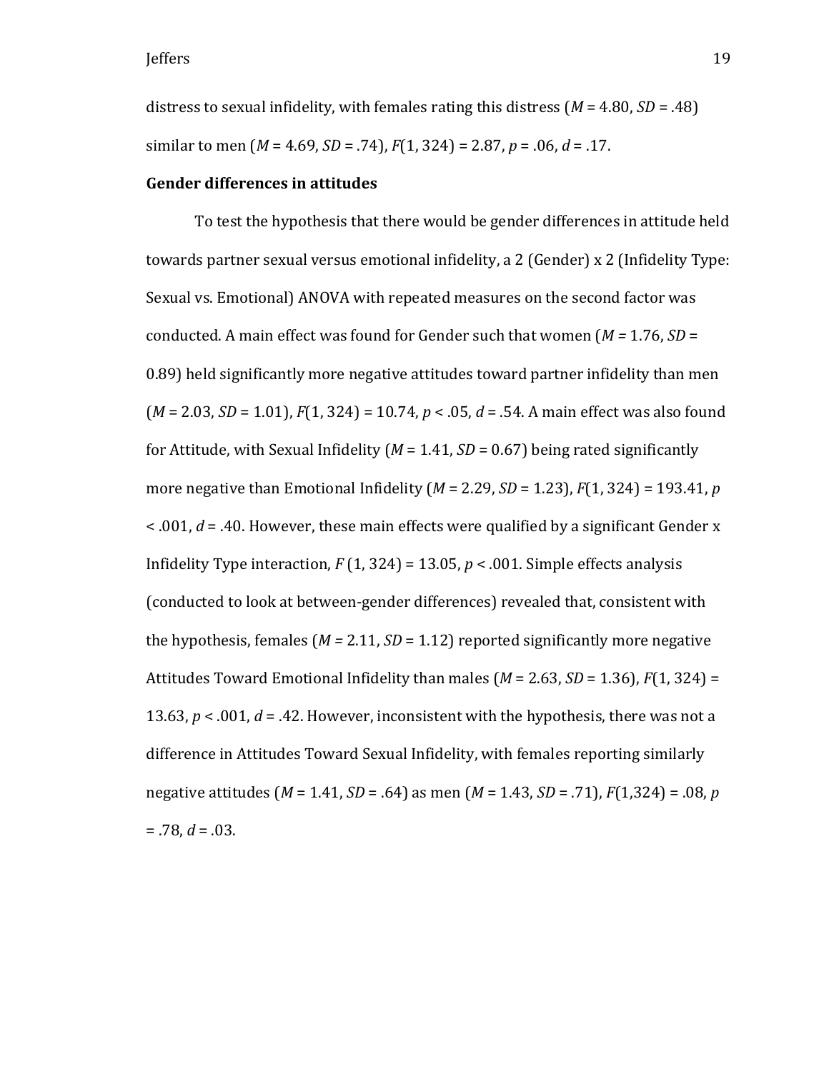distress to sexual infidelity, with females rating this distress ($M$ = 4.80, $SD$ = .48) similar to men ($M$ = 4.69, $SD$ = .74), $F(1, 324) = 2.87$, $p = .06$, $d = .17$.

**Gender differences in attitudes**

To test the hypothesis that there would be gender differences in attitude held towards partner sexual versus emotional infidelity, a 2 (Gender) x 2 (Infidelity Type: Sexual vs. Emotional) ANOVA with repeated measures on the second factor was conducted. A main effect was found for Gender such that women ($M$ = 1.76, $SD$ = 0.89) held significantly more negative attitudes toward partner infidelity than men ($M$ = 2.03, $SD$ = 1.01), $F(1, 324) = 10.74$, $p < .05$, $d = .54$. A main effect was also found for Attitude, with Sexual Infidelity ($M$ = 1.41, $SD$ = 0.67) being rated significantly more negative than Emotional Infidelity ($M$ = 2.29, $SD$ = 1.23), $F(1, 324) = 193.41$, $p < .001$, $d = .40$. However, these main effects were qualified by a significant Gender x Infidelity Type interaction, $F(1, 324) = 13.05$, $p < .001$. Simple effects analysis (conducted to look at between-gender differences) revealed that, consistent with the hypothesis, females ($M$ = 2.11, $SD$ = 1.12) reported significantly more negative Attitudes Toward Emotional Infidelity than males ($M$ = 2.63, $SD$ = 1.36), $F(1, 324) = 13.63$, $p < .001$, $d = .42$. However, inconsistent with the hypothesis, there was not a difference in Attitudes Toward Sexual Infidelity, with females reporting similarly negative attitudes ($M$ = 1.41, $SD$ = .64) as men ($M$ = 1.43, $SD$ = .71), $F(1,324) = .08$, $p = .78$, $d = .03$.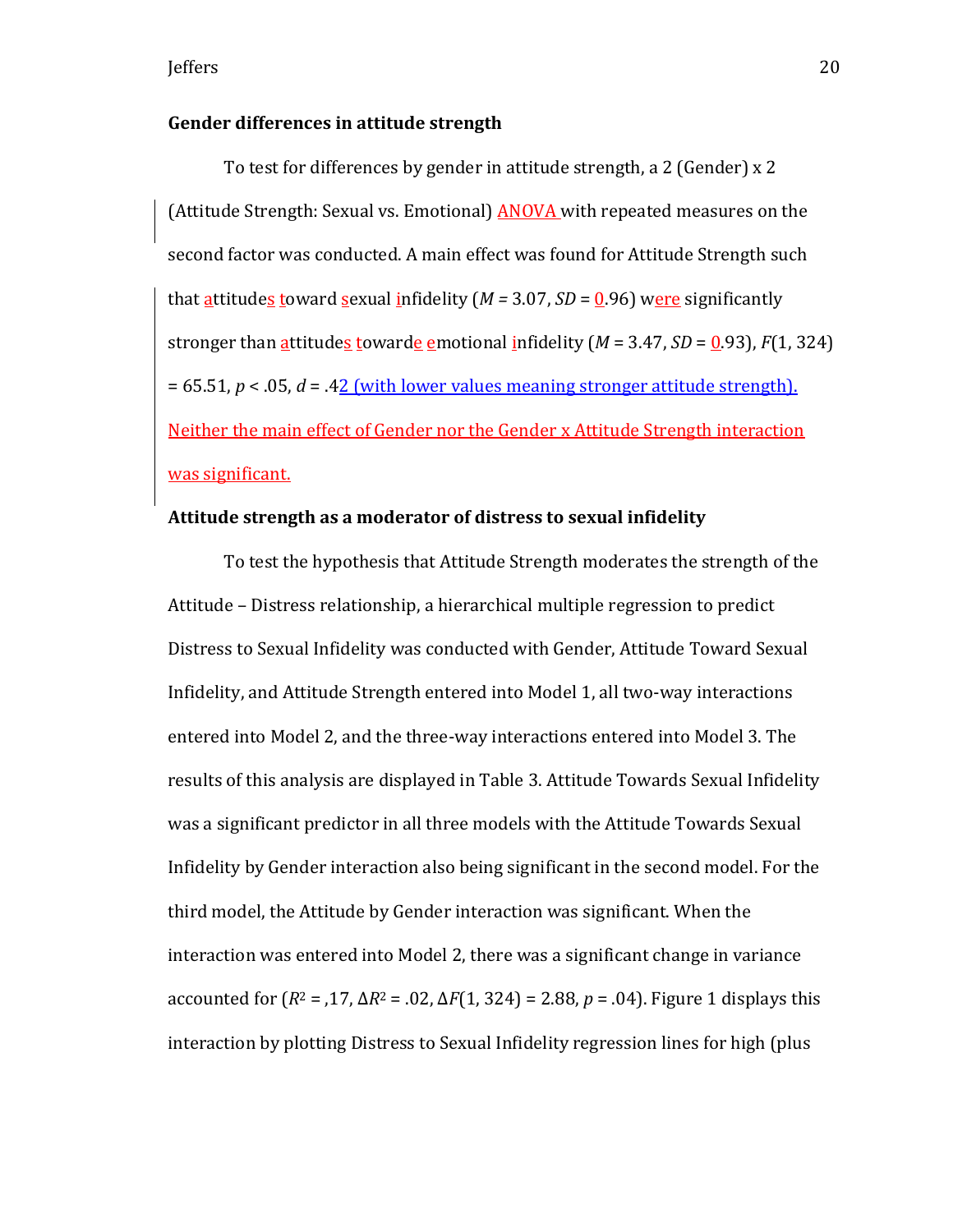**Gender differences in attitude strength**

To test for differences by gender in attitude strength, a 2 (Gender) x 2 (Attitude Strength: Sexual vs. Emotional) ANOVA with repeated measures on the second factor was conducted. A main effect was found for Attitude Strength such that attitudes toward sexual infidelity ($M$ = 3.07, $SD$ = 0.96) were significantly stronger than attitudes towarde emotional infidelity ($M$ = 3.47, $SD$ = 0.93), $F$(1, 324) = 65.51, $p$ < .05, $d$ = .42 (with lower values meaning stronger attitude strength). Neither the main effect of Gender nor the Gender x Attitude Strength interaction was significant.

**Attitude strength as a moderator of distress to sexual infidelity**

To test the hypothesis that Attitude Strength moderates the strength of the Attitude – Distress relationship, a hierarchical multiple regression to predict Distress to Sexual Infidelity was conducted with Gender, Attitude Toward Sexual Infidelity, and Attitude Strength entered into Model 1, all two-way interactions entered into Model 2, and the three-way interactions entered into Model 3. The results of this analysis are displayed in Table 3. Attitude Towards Sexual Infidelity was a significant predictor in all three models with the Attitude Towards Sexual Infidelity by Gender interaction also being significant in the second model. For the third model, the Attitude by Gender interaction was significant. When the interaction was entered into Model 2, there was a significant change in variance accounted for ($R^2$ = ,17, $\Delta R^2$ = .02, $\Delta F$(1, 324) = 2.88, $p$ = .04). Figure 1 displays this interaction by plotting Distress to Sexual Infidelity regression lines for high (plus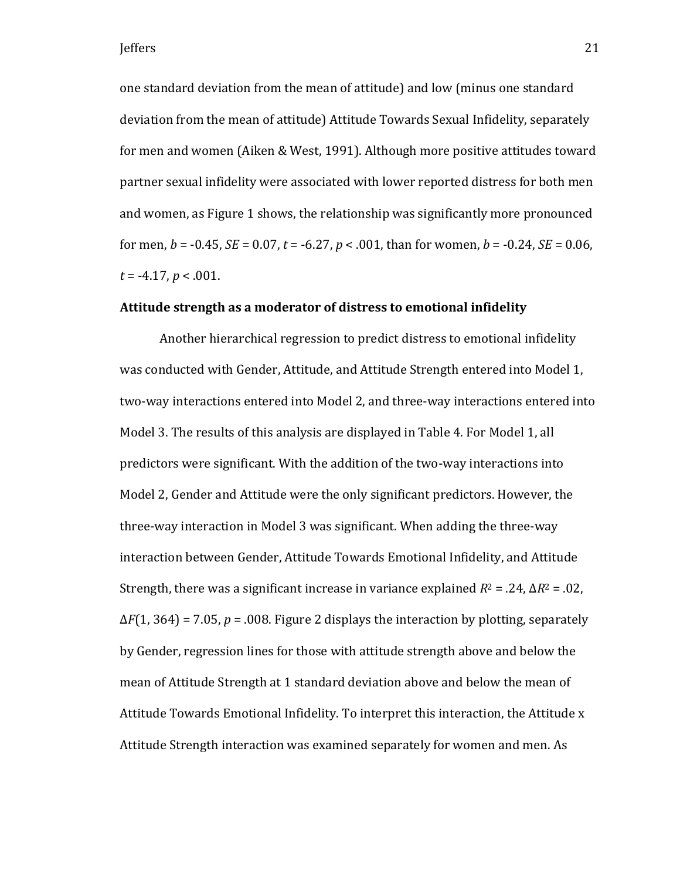one standard deviation from the mean of attitude) and low (minus one standard deviation from the mean of attitude) Attitude Towards Sexual Infidelity, separately for men and women (Aiken & West, 1991). Although more positive attitudes toward partner sexual infidelity were associated with lower reported distress for both men and women, as Figure 1 shows, the relationship was significantly more pronounced for men, $b = -0.45$, $SE = 0.07$, $t = -6.27$, $p < .001$, than for women, $b = -0.24$, $SE = 0.06$, $t = -4.17$, $p < .001$.

**Attitude strength as a moderator of distress to emotional infidelity**

Another hierarchical regression to predict distress to emotional infidelity was conducted with Gender, Attitude, and Attitude Strength entered into Model 1, two-way interactions entered into Model 2, and three-way interactions entered into Model 3. The results of this analysis are displayed in Table 4. For Model 1, all predictors were significant. With the addition of the two-way interactions into Model 2, Gender and Attitude were the only significant predictors. However, the three-way interaction in Model 3 was significant. When adding the three-way interaction between Gender, Attitude Towards Emotional Infidelity, and Attitude Strength, there was a significant increase in variance explained $R^2 = .24$, $\Delta R^2 = .02$, $\Delta F(1, 364) = 7.05$, $p = .008$. Figure 2 displays the interaction by plotting, separately by Gender, regression lines for those with attitude strength above and below the mean of Attitude Strength at 1 standard deviation above and below the mean of Attitude Towards Emotional Infidelity. To interpret this interaction, the Attitude x Attitude Strength interaction was examined separately for women and men. As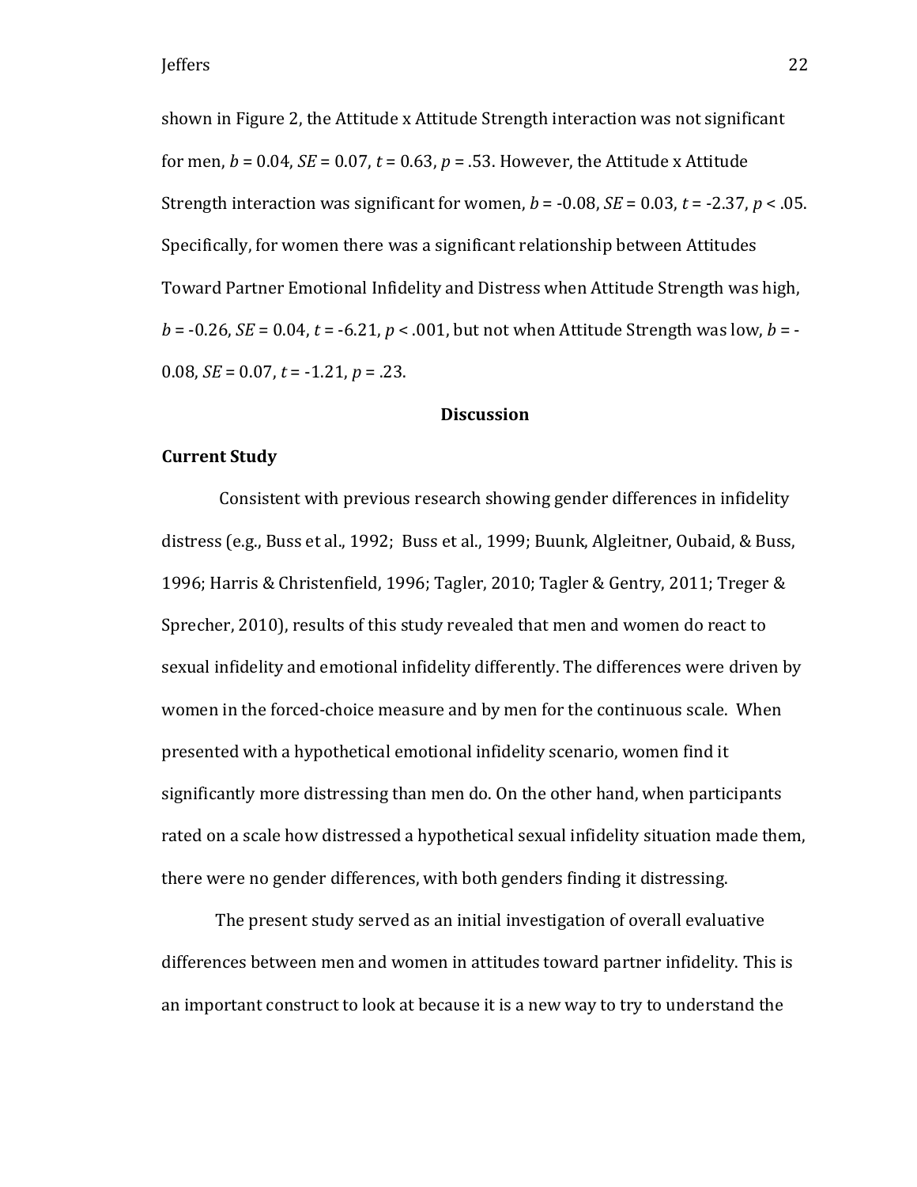shown in Figure 2, the Attitude x Attitude Strength interaction was not significant for men, $b = 0.04$, $SE = 0.07$, $t = 0.63$, $p = .53$. However, the Attitude x Attitude Strength interaction was significant for women, $b = -0.08$, $SE = 0.03$, $t = -2.37$, $p < .05$. Specifically, for women there was a significant relationship between Attitudes Toward Partner Emotional Infidelity and Distress when Attitude Strength was high, $b = -0.26$, $SE = 0.04$, $t = -6.21$, $p < .001$, but not when Attitude Strength was low, $b = -0.08$, $SE = 0.07$, $t = -1.21$, $p = .23$.

## Discussion

### Current Study

Consistent with previous research showing gender differences in infidelity distress (e.g., Buss et al., 1992; Buss et al., 1999; Buunk, Algleitner, Oubaid, & Buss, 1996; Harris & Christenfield, 1996; Tagler, 2010; Tagler & Gentry, 2011; Treger & Sprecher, 2010), results of this study revealed that men and women do react to sexual infidelity and emotional infidelity differently. The differences were driven by women in the forced-choice measure and by men for the continuous scale. When presented with a hypothetical emotional infidelity scenario, women find it significantly more distressing than men do. On the other hand, when participants rated on a scale how distressed a hypothetical sexual infidelity situation made them, there were no gender differences, with both genders finding it distressing.

The present study served as an initial investigation of overall evaluative differences between men and women in attitudes toward partner infidelity. This is an important construct to look at because it is a new way to try to understand the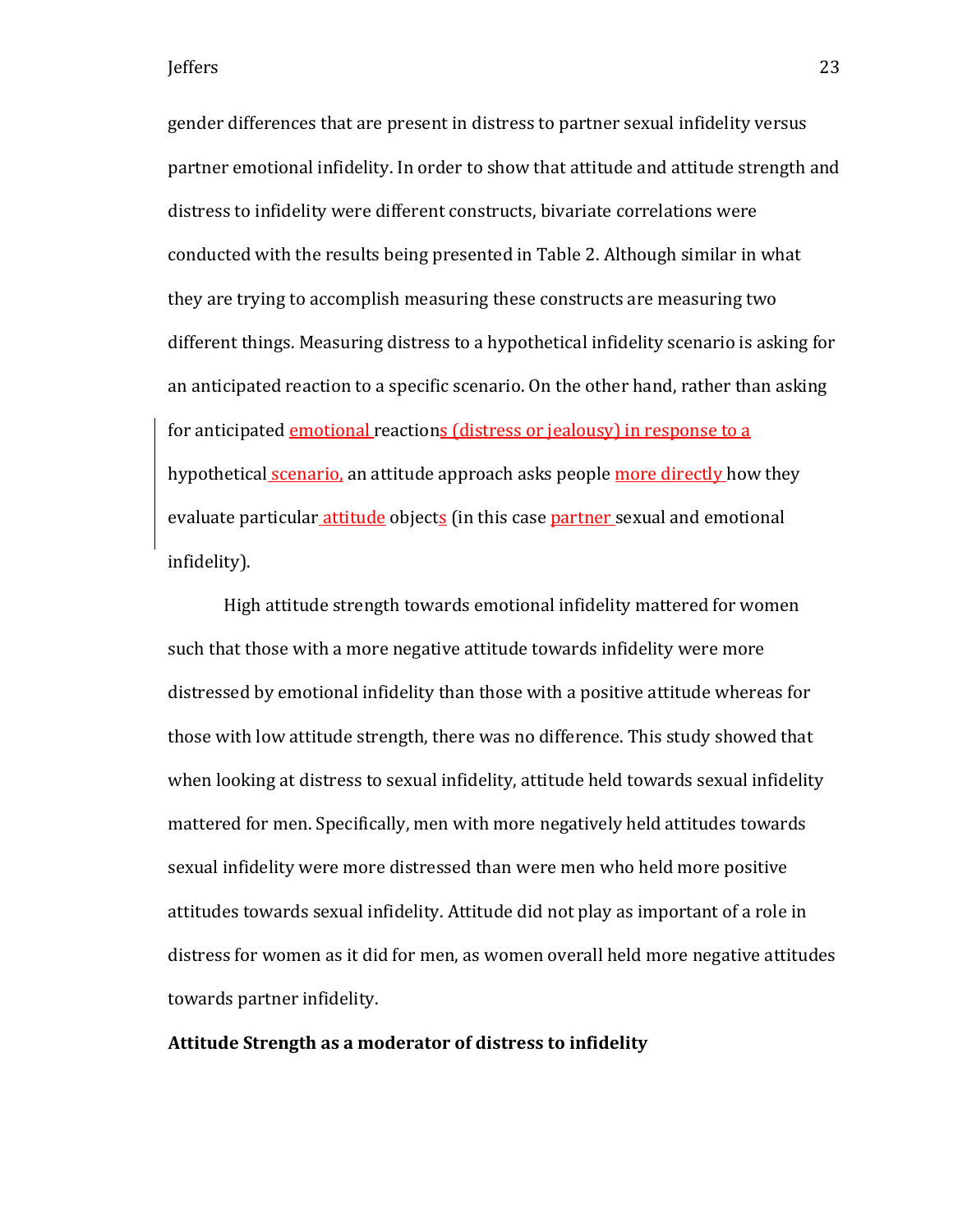gender differences that are present in distress to partner sexual infidelity versus partner emotional infidelity. In order to show that attitude and attitude strength and distress to infidelity were different constructs, bivariate correlations were conducted with the results being presented in Table 2. Although similar in what they are trying to accomplish measuring these constructs are measuring two different things. Measuring distress to a hypothetical infidelity scenario is asking for an anticipated reaction to a specific scenario. On the other hand, rather than asking for anticipated emotional reactions (distress or jealousy) in response to a hypothetical scenario, an attitude approach asks people more directly how they evaluate particular attitude objects (in this case partner sexual and emotional infidelity).

High attitude strength towards emotional infidelity mattered for women such that those with a more negative attitude towards infidelity were more distressed by emotional infidelity than those with a positive attitude whereas for those with low attitude strength, there was no difference. This study showed that when looking at distress to sexual infidelity, attitude held towards sexual infidelity mattered for men. Specifically, men with more negatively held attitudes towards sexual infidelity were more distressed than were men who held more positive attitudes towards sexual infidelity. Attitude did not play as important of a role in distress for women as it did for men, as women overall held more negative attitudes towards partner infidelity.

**Attitude Strength as a moderator of distress to infidelity**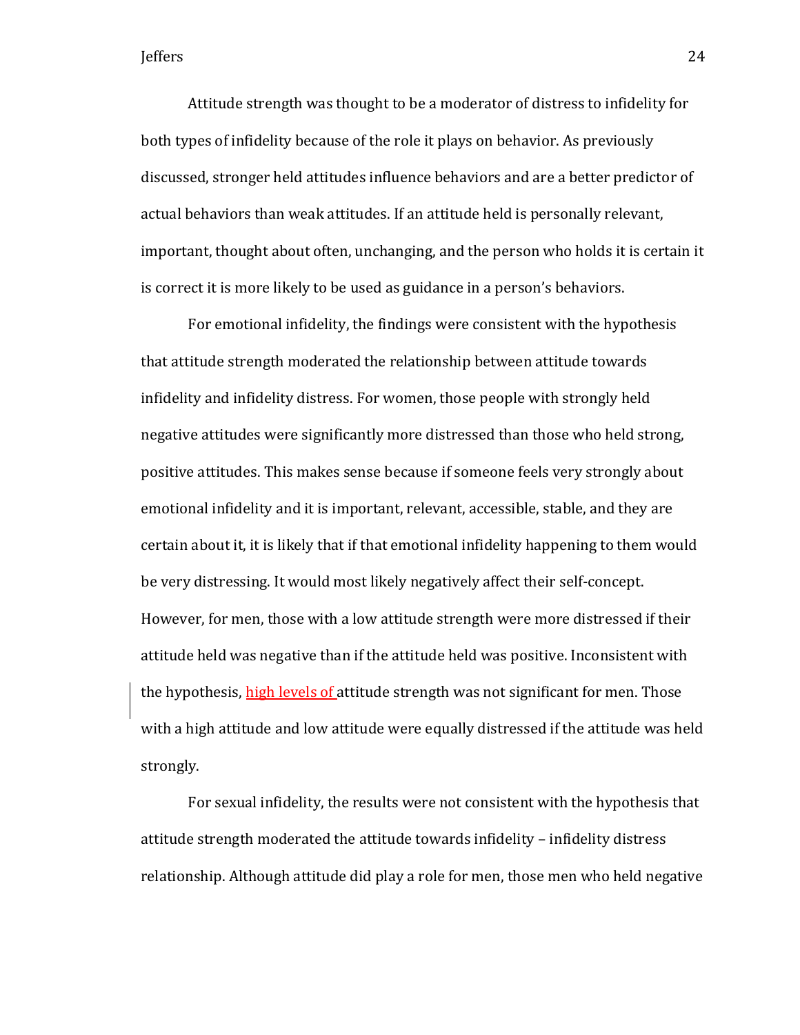Attitude strength was thought to be a moderator of distress to infidelity for both types of infidelity because of the role it plays on behavior. As previously discussed, stronger held attitudes influence behaviors and are a better predictor of actual behaviors than weak attitudes. If an attitude held is personally relevant, important, thought about often, unchanging, and the person who holds it is certain it is correct it is more likely to be used as guidance in a person's behaviors.

For emotional infidelity, the findings were consistent with the hypothesis that attitude strength moderated the relationship between attitude towards infidelity and infidelity distress. For women, those people with strongly held negative attitudes were significantly more distressed than those who held strong, positive attitudes. This makes sense because if someone feels very strongly about emotional infidelity and it is important, relevant, accessible, stable, and they are certain about it, it is likely that if that emotional infidelity happening to them would be very distressing. It would most likely negatively affect their self-concept. However, for men, those with a low attitude strength were more distressed if their attitude held was negative than if the attitude held was positive. Inconsistent with the hypothesis, high levels of attitude strength was not significant for men. Those with a high attitude and low attitude were equally distressed if the attitude was held strongly.

For sexual infidelity, the results were not consistent with the hypothesis that attitude strength moderated the attitude towards infidelity – infidelity distress relationship. Although attitude did play a role for men, those men who held negative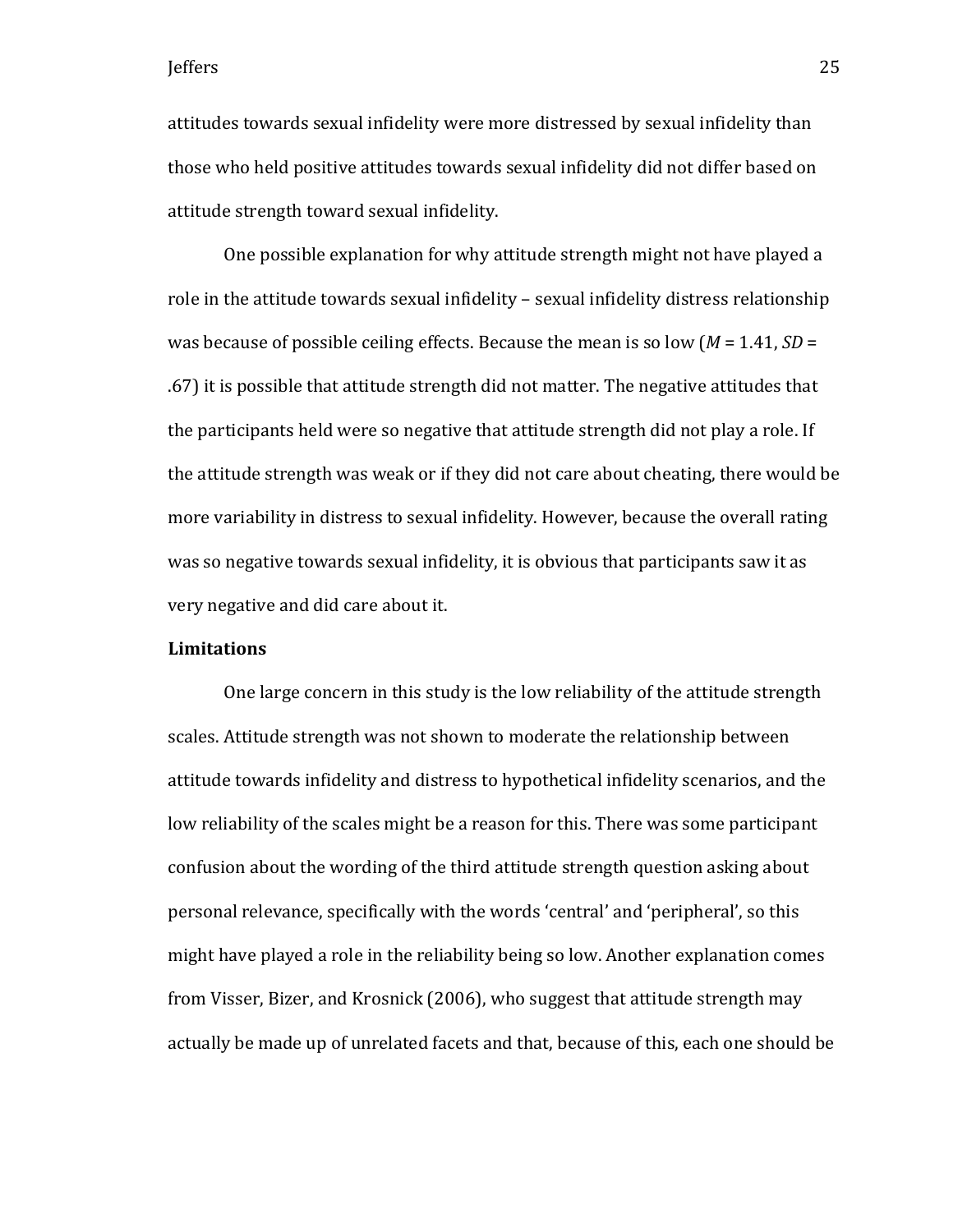attitudes towards sexual infidelity were more distressed by sexual infidelity than those who held positive attitudes towards sexual infidelity did not differ based on attitude strength toward sexual infidelity.

One possible explanation for why attitude strength might not have played a role in the attitude towards sexual infidelity – sexual infidelity distress relationship was because of possible ceiling effects. Because the mean is so low ($M$ = 1.41, $SD$ = .67) it is possible that attitude strength did not matter. The negative attitudes that the participants held were so negative that attitude strength did not play a role. If the attitude strength was weak or if they did not care about cheating, there would be more variability in distress to sexual infidelity. However, because the overall rating was so negative towards sexual infidelity, it is obvious that participants saw it as very negative and did care about it.

**Limitations**

One large concern in this study is the low reliability of the attitude strength scales. Attitude strength was not shown to moderate the relationship between attitude towards infidelity and distress to hypothetical infidelity scenarios, and the low reliability of the scales might be a reason for this. There was some participant confusion about the wording of the third attitude strength question asking about personal relevance, specifically with the words 'central' and 'peripheral', so this might have played a role in the reliability being so low. Another explanation comes from Visser, Bizer, and Krosnick (2006), who suggest that attitude strength may actually be made up of unrelated facets and that, because of this, each one should be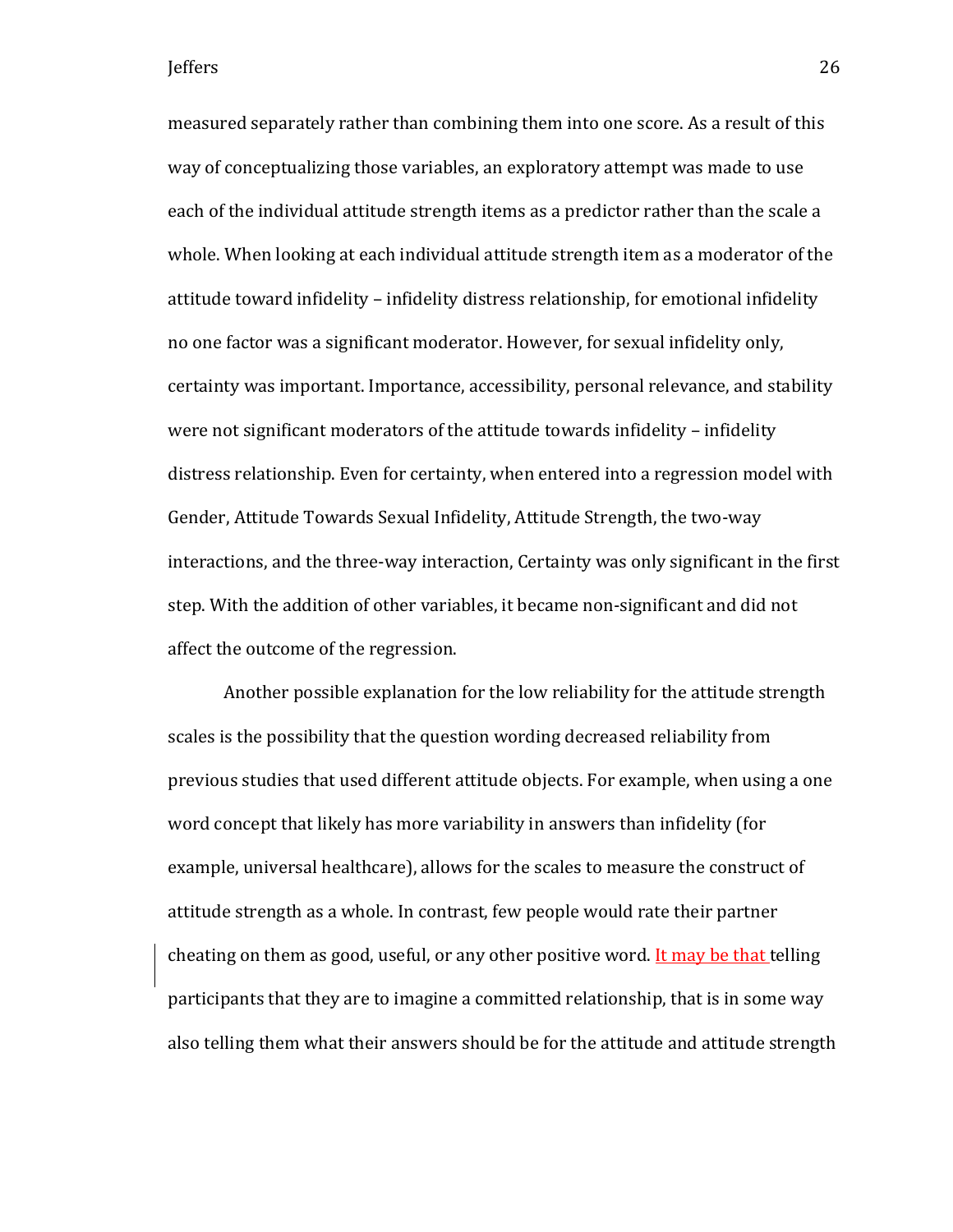measured separately rather than combining them into one score. As a result of this way of conceptualizing those variables, an exploratory attempt was made to use each of the individual attitude strength items as a predictor rather than the scale a whole. When looking at each individual attitude strength item as a moderator of the attitude toward infidelity – infidelity distress relationship, for emotional infidelity no one factor was a significant moderator. However, for sexual infidelity only, certainty was important. Importance, accessibility, personal relevance, and stability were not significant moderators of the attitude towards infidelity – infidelity distress relationship. Even for certainty, when entered into a regression model with Gender, Attitude Towards Sexual Infidelity, Attitude Strength, the two-way interactions, and the three-way interaction, Certainty was only significant in the first step. With the addition of other variables, it became non-significant and did not affect the outcome of the regression.

Another possible explanation for the low reliability for the attitude strength scales is the possibility that the question wording decreased reliability from previous studies that used different attitude objects. For example, when using a one word concept that likely has more variability in answers than infidelity (for example, universal healthcare), allows for the scales to measure the construct of attitude strength as a whole. In contrast, few people would rate their partner cheating on them as good, useful, or any other positive word. It may be that telling participants that they are to imagine a committed relationship, that is in some way also telling them what their answers should be for the attitude and attitude strength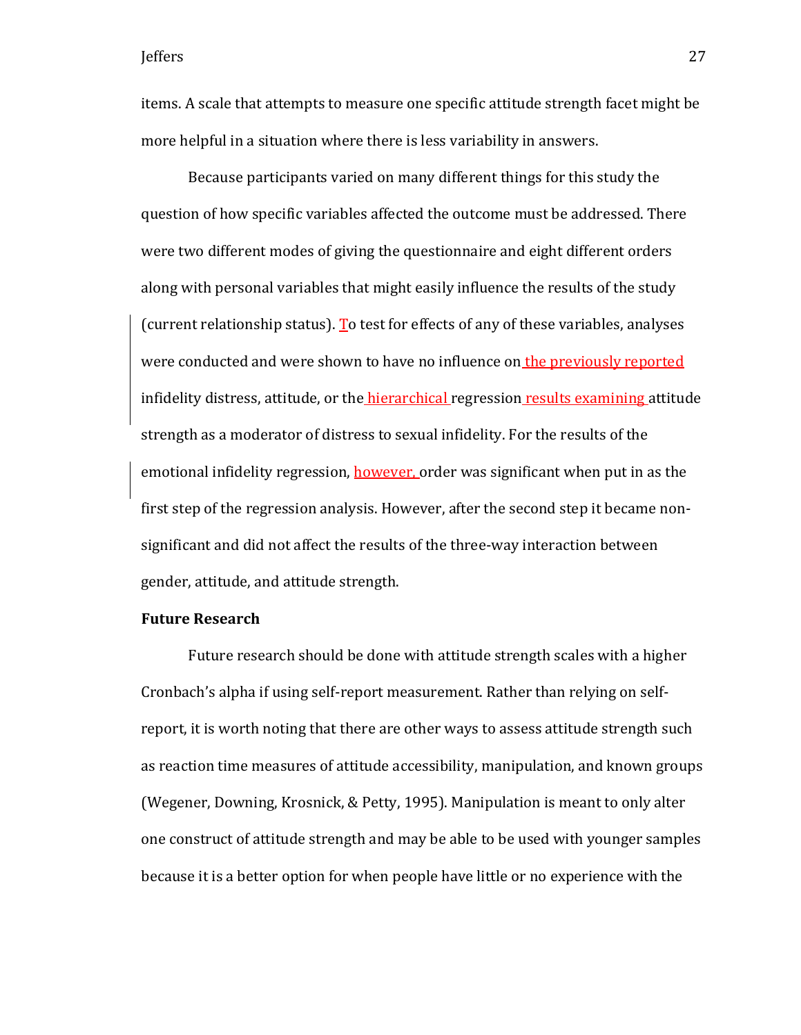items. A scale that attempts to measure one specific attitude strength facet might be more helpful in a situation where there is less variability in answers.

Because participants varied on many different things for this study the question of how specific variables affected the outcome must be addressed. There were two different modes of giving the questionnaire and eight different orders along with personal variables that might easily influence the results of the study (current relationship status). To test for effects of any of these variables, analyses were conducted and were shown to have no influence on the previously reported infidelity distress, attitude, or the hierarchical regression results examining attitude strength as a moderator of distress to sexual infidelity. For the results of the emotional infidelity regression, however, order was significant when put in as the first step of the regression analysis. However, after the second step it became non-significant and did not affect the results of the three-way interaction between gender, attitude, and attitude strength.

**Future Research**

Future research should be done with attitude strength scales with a higher Cronbach's alpha if using self-report measurement. Rather than relying on self-report, it is worth noting that there are other ways to assess attitude strength such as reaction time measures of attitude accessibility, manipulation, and known groups (Wegener, Downing, Krosnick, & Petty, 1995). Manipulation is meant to only alter one construct of attitude strength and may be able to be used with younger samples because it is a better option for when people have little or no experience with the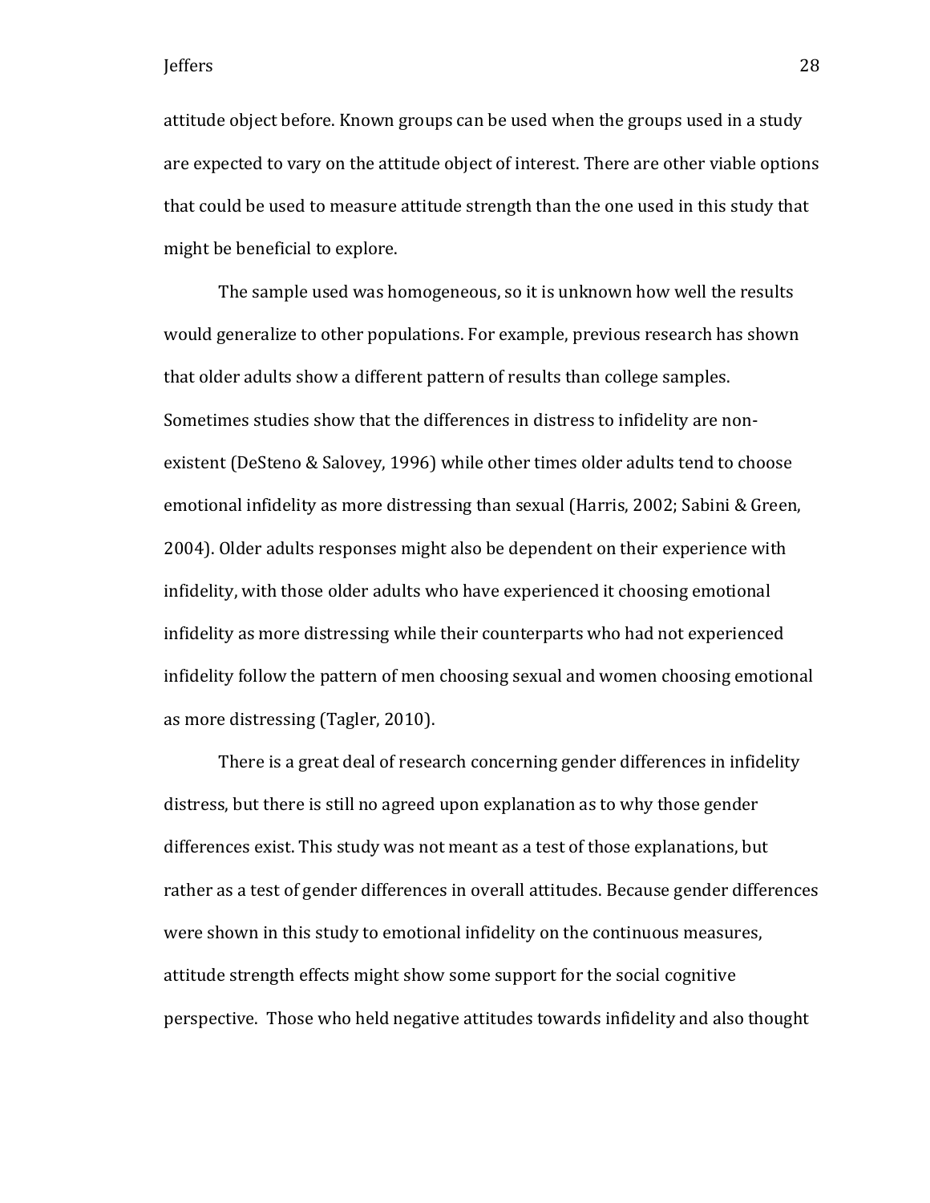attitude object before. Known groups can be used when the groups used in a study are expected to vary on the attitude object of interest. There are other viable options that could be used to measure attitude strength than the one used in this study that might be beneficial to explore.

The sample used was homogeneous, so it is unknown how well the results would generalize to other populations. For example, previous research has shown that older adults show a different pattern of results than college samples. Sometimes studies show that the differences in distress to infidelity are non-existent (DeSteno & Salovey, 1996) while other times older adults tend to choose emotional infidelity as more distressing than sexual (Harris, 2002; Sabini & Green, 2004). Older adults responses might also be dependent on their experience with infidelity, with those older adults who have experienced it choosing emotional infidelity as more distressing while their counterparts who had not experienced infidelity follow the pattern of men choosing sexual and women choosing emotional as more distressing (Tagler, 2010).

There is a great deal of research concerning gender differences in infidelity distress, but there is still no agreed upon explanation as to why those gender differences exist. This study was not meant as a test of those explanations, but rather as a test of gender differences in overall attitudes. Because gender differences were shown in this study to emotional infidelity on the continuous measures, attitude strength effects might show some support for the social cognitive perspective. Those who held negative attitudes towards infidelity and also thought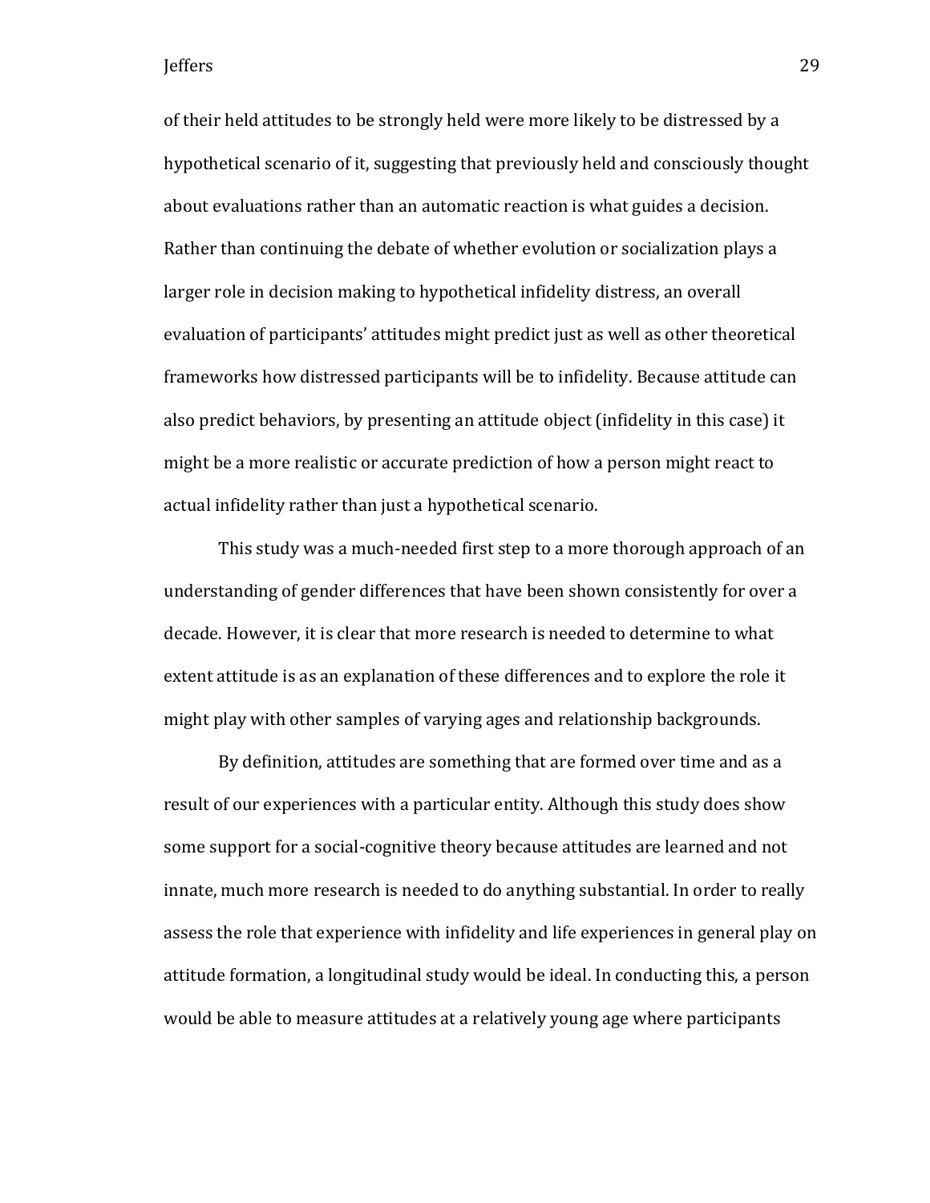of their held attitudes to be strongly held were more likely to be distressed by a hypothetical scenario of it, suggesting that previously held and consciously thought about evaluations rather than an automatic reaction is what guides a decision. Rather than continuing the debate of whether evolution or socialization plays a larger role in decision making to hypothetical infidelity distress, an overall evaluation of participants' attitudes might predict just as well as other theoretical frameworks how distressed participants will be to infidelity. Because attitude can also predict behaviors, by presenting an attitude object (infidelity in this case) it might be a more realistic or accurate prediction of how a person might react to actual infidelity rather than just a hypothetical scenario.

This study was a much-needed first step to a more thorough approach of an understanding of gender differences that have been shown consistently for over a decade. However, it is clear that more research is needed to determine to what extent attitude is as an explanation of these differences and to explore the role it might play with other samples of varying ages and relationship backgrounds.

By definition, attitudes are something that are formed over time and as a result of our experiences with a particular entity. Although this study does show some support for a social-cognitive theory because attitudes are learned and not innate, much more research is needed to do anything substantial. In order to really assess the role that experience with infidelity and life experiences in general play on attitude formation, a longitudinal study would be ideal. In conducting this, a person would be able to measure attitudes at a relatively young age where participants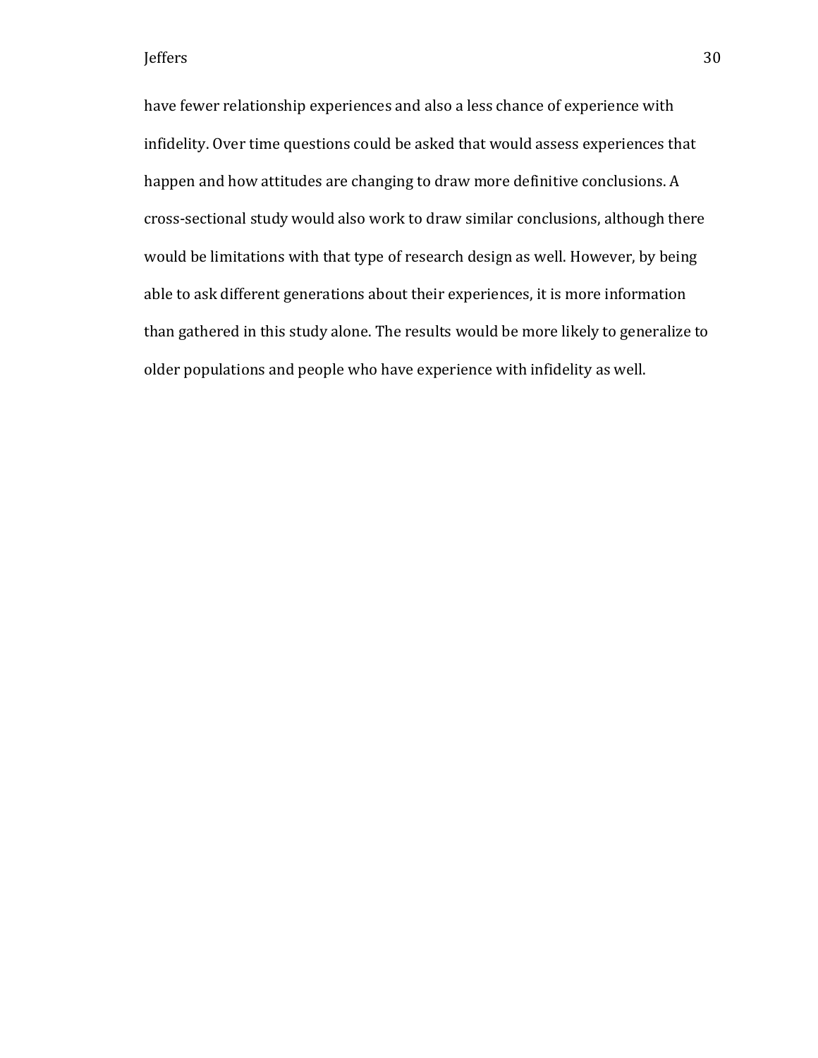have fewer relationship experiences and also a less chance of experience with infidelity. Over time questions could be asked that would assess experiences that happen and how attitudes are changing to draw more definitive conclusions. A cross-sectional study would also work to draw similar conclusions, although there would be limitations with that type of research design as well. However, by being able to ask different generations about their experiences, it is more information than gathered in this study alone. The results would be more likely to generalize to older populations and people who have experience with infidelity as well.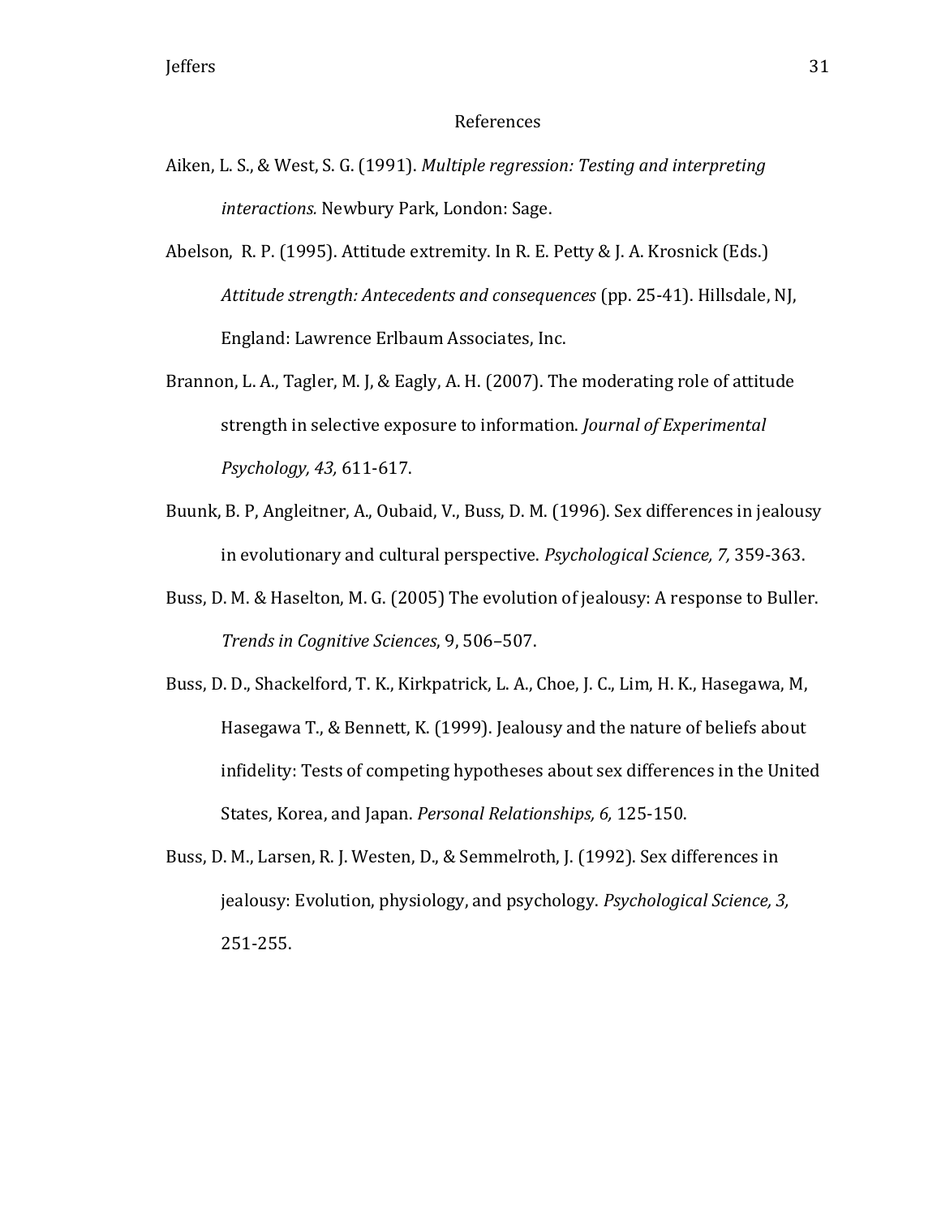# References

Aiken, L. S., & West, S. G. (1991). *Multiple regression: Testing and interpreting interactions.* Newbury Park, London: Sage.

Abelson, R. P. (1995). Attitude extremity. In R. E. Petty & J. A. Krosnick (Eds.) *Attitude strength: Antecedents and consequences* (pp. 25-41). Hillsdale, NJ, England: Lawrence Erlbaum Associates, Inc.

Brannon, L. A., Tagler, M. J, & Eagly, A. H. (2007). The moderating role of attitude strength in selective exposure to information. *Journal of Experimental Psychology, 43,* 611-617.

Buunk, B. P, Angleitner, A., Oubaid, V., Buss, D. M. (1996). Sex differences in jealousy in evolutionary and cultural perspective. *Psychological Science, 7,* 359-363.

Buss, D. M. & Haselton, M. G. (2005) The evolution of jealousy: A response to Buller. *Trends in Cognitive Sciences*, 9, 506–507.

Buss, D. D., Shackelford, T. K., Kirkpatrick, L. A., Choe, J. C., Lim, H. K., Hasegawa, M, Hasegawa T., & Bennett, K. (1999). Jealousy and the nature of beliefs about infidelity: Tests of competing hypotheses about sex differences in the United States, Korea, and Japan. *Personal Relationships, 6,* 125-150.

Buss, D. M., Larsen, R. J. Westen, D., & Semmelroth, J. (1992). Sex differences in jealousy: Evolution, physiology, and psychology. *Psychological Science, 3,* 251-255.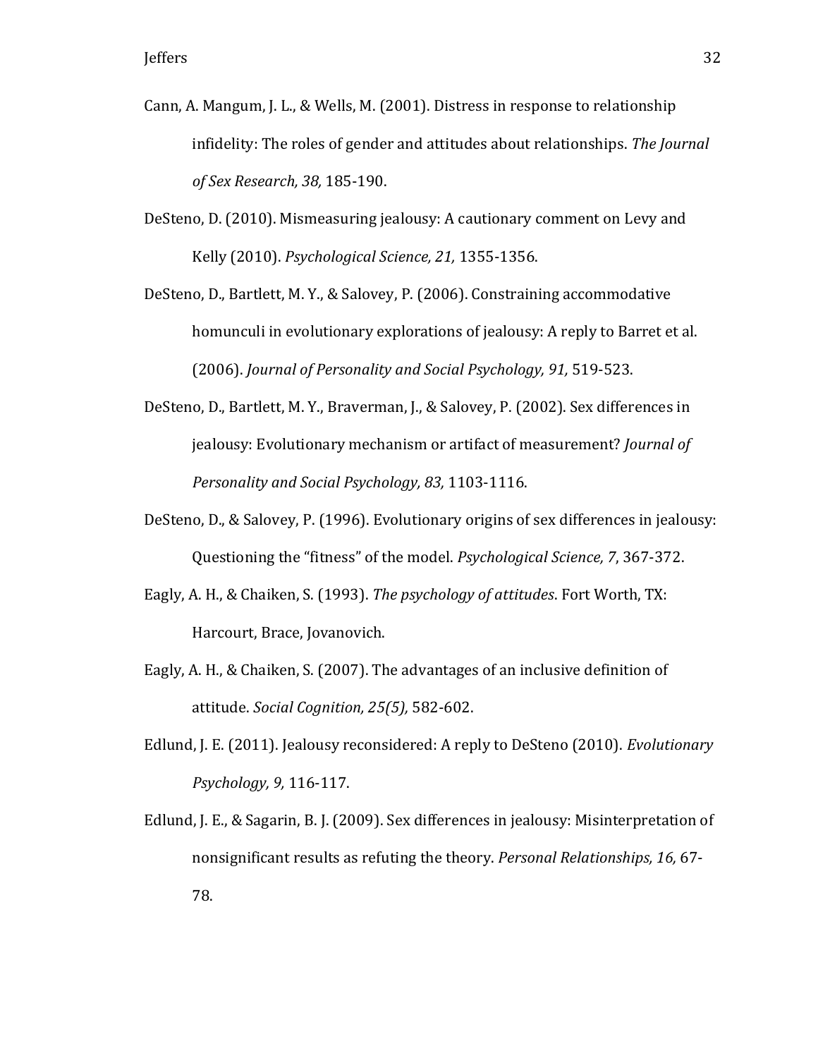Cann, A. Mangum, J. L., & Wells, M. (2001). Distress in response to relationship infidelity: The roles of gender and attitudes about relationships. *The Journal of Sex Research, 38,* 185-190.

DeSteno, D. (2010). Mismeasuring jealousy: A cautionary comment on Levy and Kelly (2010). *Psychological Science, 21,* 1355-1356.

DeSteno, D., Bartlett, M. Y., & Salovey, P. (2006). Constraining accommodative homunculi in evolutionary explorations of jealousy: A reply to Barret et al. (2006). *Journal of Personality and Social Psychology, 91,* 519-523.

DeSteno, D., Bartlett, M. Y., Braverman, J., & Salovey, P. (2002). Sex differences in jealousy: Evolutionary mechanism or artifact of measurement? *Journal of Personality and Social Psychology, 83,* 1103-1116.

DeSteno, D., & Salovey, P. (1996). Evolutionary origins of sex differences in jealousy: Questioning the "fitness" of the model. *Psychological Science, 7*, 367-372.

Eagly, A. H., & Chaiken, S. (1993). *The psychology of attitudes*. Fort Worth, TX: Harcourt, Brace, Jovanovich.

Eagly, A. H., & Chaiken, S. (2007). The advantages of an inclusive definition of attitude. *Social Cognition, 25(5),* 582-602.

Edlund, J. E. (2011). Jealousy reconsidered: A reply to DeSteno (2010). *Evolutionary Psychology, 9,* 116-117.

Edlund, J. E., & Sagarin, B. J. (2009). Sex differences in jealousy: Misinterpretation of nonsignificant results as refuting the theory. *Personal Relationships, 16,* 67-78.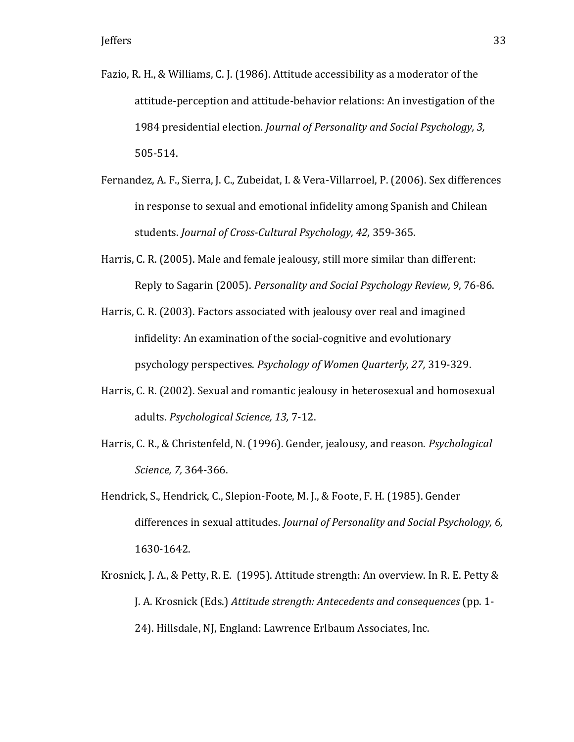Fazio, R. H., & Williams, C. J. (1986). Attitude accessibility as a moderator of the attitude-perception and attitude-behavior relations: An investigation of the 1984 presidential election. *Journal of Personality and Social Psychology, 3,* 505-514.

Fernandez, A. F., Sierra, J. C., Zubeidat, I. & Vera-Villarroel, P. (2006). Sex differences in response to sexual and emotional infidelity among Spanish and Chilean students. *Journal of Cross-Cultural Psychology, 42,* 359-365.

Harris, C. R. (2005). Male and female jealousy, still more similar than different: Reply to Sagarin (2005). *Personality and Social Psychology Review, 9*, 76-86.

Harris, C. R. (2003). Factors associated with jealousy over real and imagined infidelity: An examination of the social-cognitive and evolutionary psychology perspectives. *Psychology of Women Quarterly, 27,* 319-329.

Harris, C. R. (2002). Sexual and romantic jealousy in heterosexual and homosexual adults. *Psychological Science, 13,* 7-12.

Harris, C. R., & Christenfeld, N. (1996). Gender, jealousy, and reason. *Psychological Science, 7,* 364-366.

Hendrick, S., Hendrick, C., Slepion-Foote, M. J., & Foote, F. H. (1985). Gender differences in sexual attitudes. *Journal of Personality and Social Psychology, 6,* 1630-1642.

Krosnick, J. A., & Petty, R. E. (1995). Attitude strength: An overview. In R. E. Petty & J. A. Krosnick (Eds.) *Attitude strength: Antecedents and consequences* (pp. 1-24). Hillsdale, NJ, England: Lawrence Erlbaum Associates, Inc.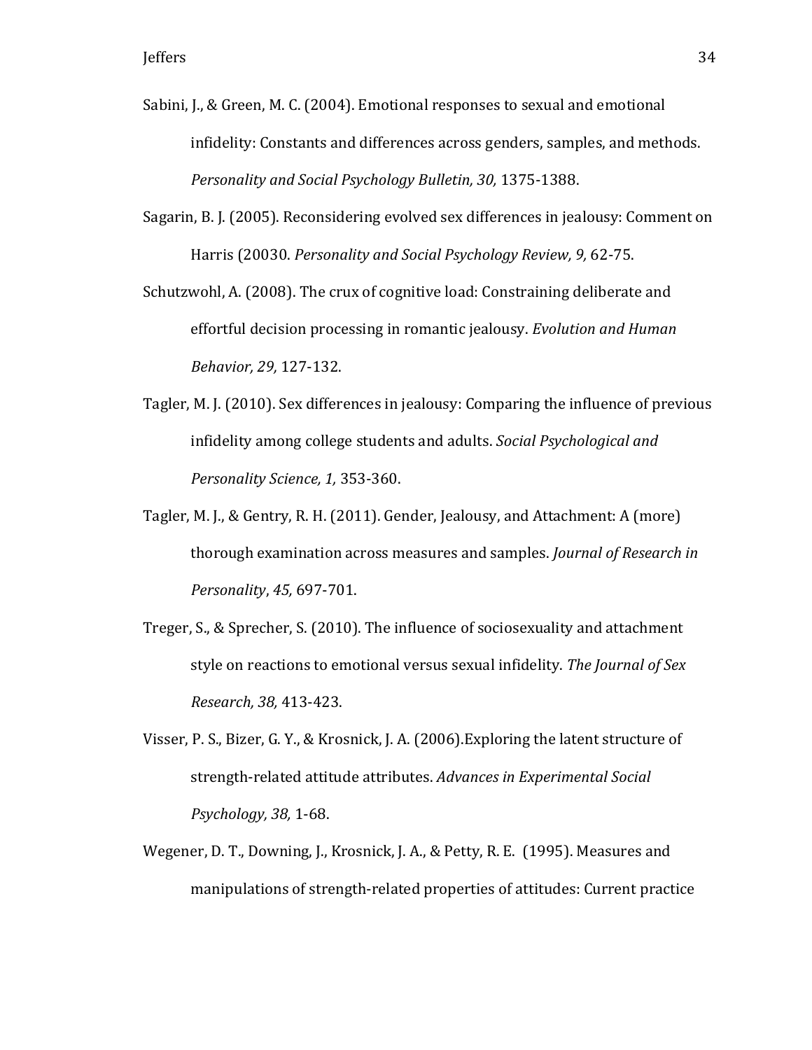Sabini, J., & Green, M. C. (2004). Emotional responses to sexual and emotional infidelity: Constants and differences across genders, samples, and methods. *Personality and Social Psychology Bulletin, 30,* 1375-1388.

Sagarin, B. J. (2005). Reconsidering evolved sex differences in jealousy: Comment on Harris (20030. *Personality and Social Psychology Review, 9,* 62-75.

Schutzwohl, A. (2008). The crux of cognitive load: Constraining deliberate and effortful decision processing in romantic jealousy. *Evolution and Human Behavior, 29,* 127-132.

Tagler, M. J. (2010). Sex differences in jealousy: Comparing the influence of previous infidelity among college students and adults. *Social Psychological and Personality Science, 1,* 353-360.

Tagler, M. J., & Gentry, R. H. (2011). Gender, Jealousy, and Attachment: A (more) thorough examination across measures and samples. *Journal of Research in Personality*, *45,* 697-701.

Treger, S., & Sprecher, S. (2010). The influence of sociosexuality and attachment style on reactions to emotional versus sexual infidelity. *The Journal of Sex Research, 38,* 413-423.

Visser, P. S., Bizer, G. Y., & Krosnick, J. A. (2006).Exploring the latent structure of strength-related attitude attributes. *Advances in Experimental Social Psychology, 38,* 1-68.

Wegener, D. T., Downing, J., Krosnick, J. A., & Petty, R. E. (1995). Measures and manipulations of strength-related properties of attitudes: Current practice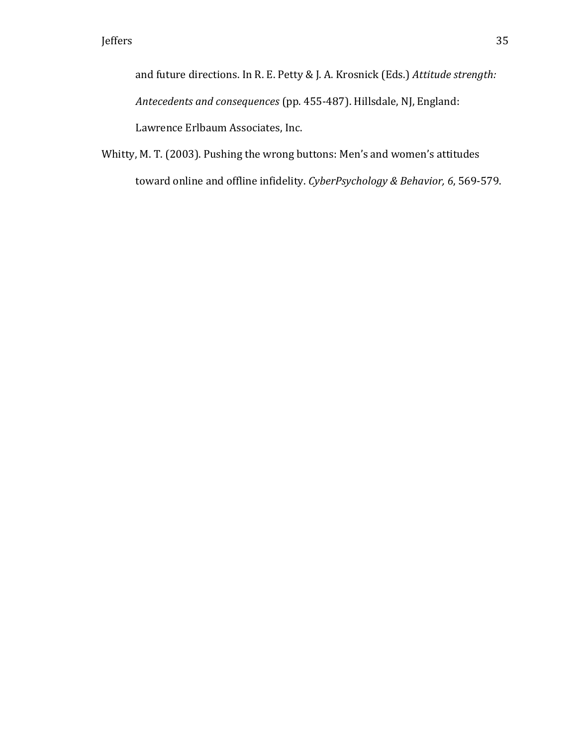and future directions. In R. E. Petty & J. A. Krosnick (Eds.) *Attitude strength: Antecedents and consequences* (pp. 455-487). Hillsdale, NJ, England: Lawrence Erlbaum Associates, Inc.

Whitty, M. T. (2003). Pushing the wrong buttons: Men's and women's attitudes toward online and offline infidelity. *CyberPsychology & Behavior, 6*, 569-579.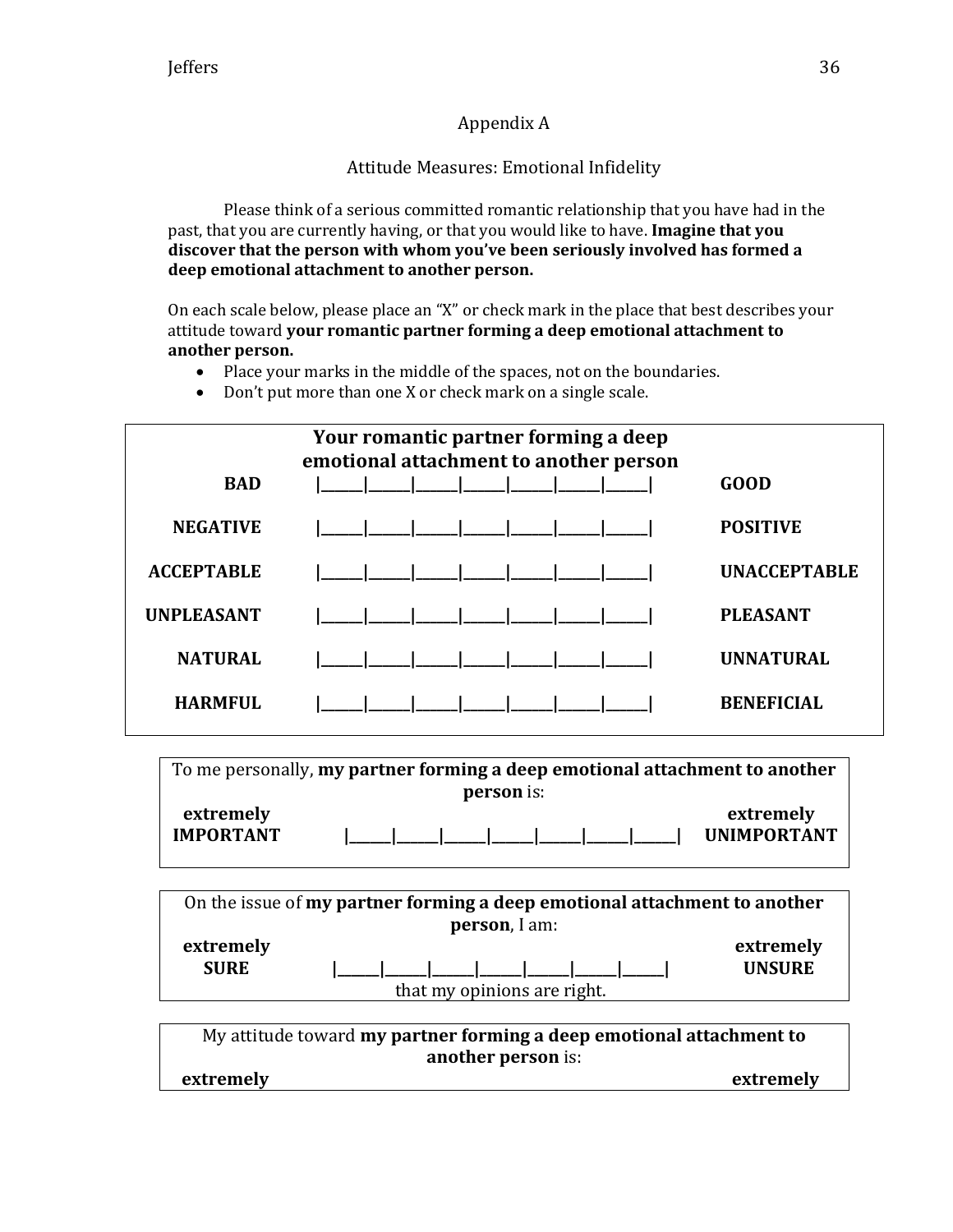## Appendix A

### Attitude Measures: Emotional Infidelity

Please think of a serious committed romantic relationship that you have had in the past, that you are currently having, or that you would like to have. **Imagine that you discover that the person with whom you've been seriously involved has formed a deep emotional attachment to another person.**

On each scale below, please place an "X" or check mark in the place that best describes your attitude toward **your romantic partner forming a deep emotional attachment to another person.**

- Place your marks in the middle of the spaces, not on the boundaries.
- Don't put more than one X or check mark on a single scale.

**Your romantic partner forming a deep emotional attachment to another person**

| | | |
|---|---|---|
| **BAD** | \|\_\_\_\_\_\_\|\_\_\_\_\_\_\|\_\_\_\_\_\_\|\_\_\_\_\_\_\|\_\_\_\_\_\_\|\_\_\_\_\_\_\|\_\_\_\_\_\_\| | **GOOD** |
| **NEGATIVE** | \|\_\_\_\_\_\_\|\_\_\_\_\_\_\|\_\_\_\_\_\_\|\_\_\_\_\_\_\|\_\_\_\_\_\_\|\_\_\_\_\_\_\|\_\_\_\_\_\_\| | **POSITIVE** |
| **ACCEPTABLE** | \|\_\_\_\_\_\_\|\_\_\_\_\_\_\|\_\_\_\_\_\_\|\_\_\_\_\_\_\|\_\_\_\_\_\_\|\_\_\_\_\_\_\|\_\_\_\_\_\_\| | **UNACCEPTABLE** |
| **UNPLEASANT** | \|\_\_\_\_\_\_\|\_\_\_\_\_\_\|\_\_\_\_\_\_\|\_\_\_\_\_\_\|\_\_\_\_\_\_\|\_\_\_\_\_\_\|\_\_\_\_\_\_\| | **PLEASANT** |
| **NATURAL** | \|\_\_\_\_\_\_\|\_\_\_\_\_\_\|\_\_\_\_\_\_\|\_\_\_\_\_\_\|\_\_\_\_\_\_\|\_\_\_\_\_\_\|\_\_\_\_\_\_\| | **UNNATURAL** |
| **HARMFUL** | \|\_\_\_\_\_\_\|\_\_\_\_\_\_\|\_\_\_\_\_\_\|\_\_\_\_\_\_\|\_\_\_\_\_\_\|\_\_\_\_\_\_\|\_\_\_\_\_\_\| | **BENEFICIAL** |

To me personally, **my partner forming a deep emotional attachment to another person** is:

| | | |
|---|---|---|
| **extremely IMPORTANT** | \|\_\_\_\_\_\_\|\_\_\_\_\_\_\|\_\_\_\_\_\_\|\_\_\_\_\_\_\|\_\_\_\_\_\_\|\_\_\_\_\_\_\|\_\_\_\_\_\_\| | **extremely UNIMPORTANT** |

On the issue of **my partner forming a deep emotional attachment to another person**, I am:

| | | |
|---|---|---|
| **extremely SURE** | \|\_\_\_\_\_\_\|\_\_\_\_\_\_\|\_\_\_\_\_\_\|\_\_\_\_\_\_\|\_\_\_\_\_\_\|\_\_\_\_\_\_\|\_\_\_\_\_\_\| | **extremely UNSURE** |

that my opinions are right.

My attitude toward **my partner forming a deep emotional attachment to another person** is:

**extremely** **extremely**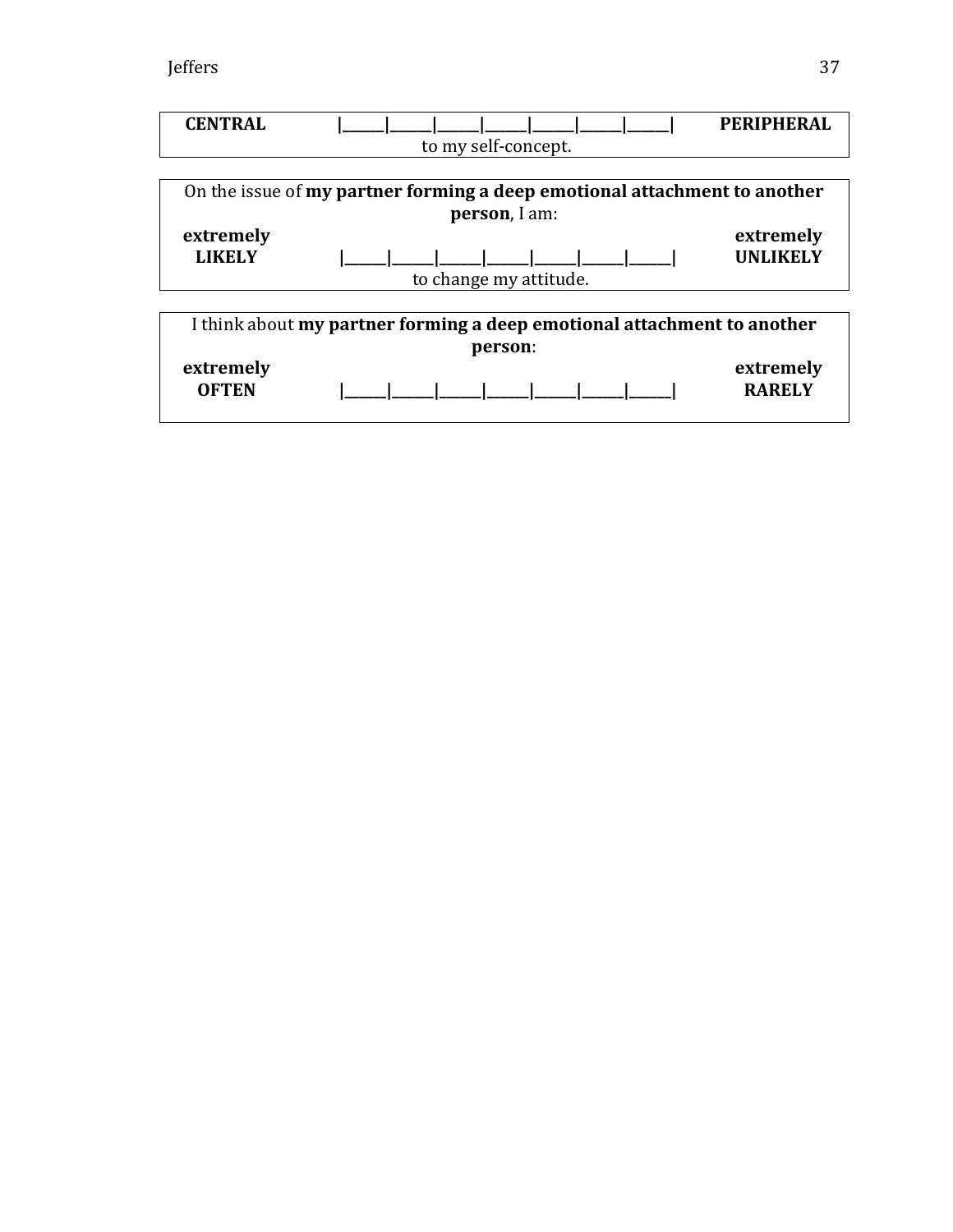| **CENTRAL** | \|______\|______\|______\|______\|______\|______\|______\| | **PERIPHERAL** |
|---|---|---|
| | to my self-concept. | |

On the issue of **my partner forming a deep emotional attachment to another person**, I am:

| **extremely LIKELY** | \|______\|______\|______\|______\|______\|______\|______\| | **extremely UNLIKELY** |
|---|---|---|
| | to change my attitude. | |

I think about **my partner forming a deep emotional attachment to another person**:

| **extremely OFTEN** | \|______\|______\|______\|______\|______\|______\|______\| | **extremely RARELY** |
|---|---|---|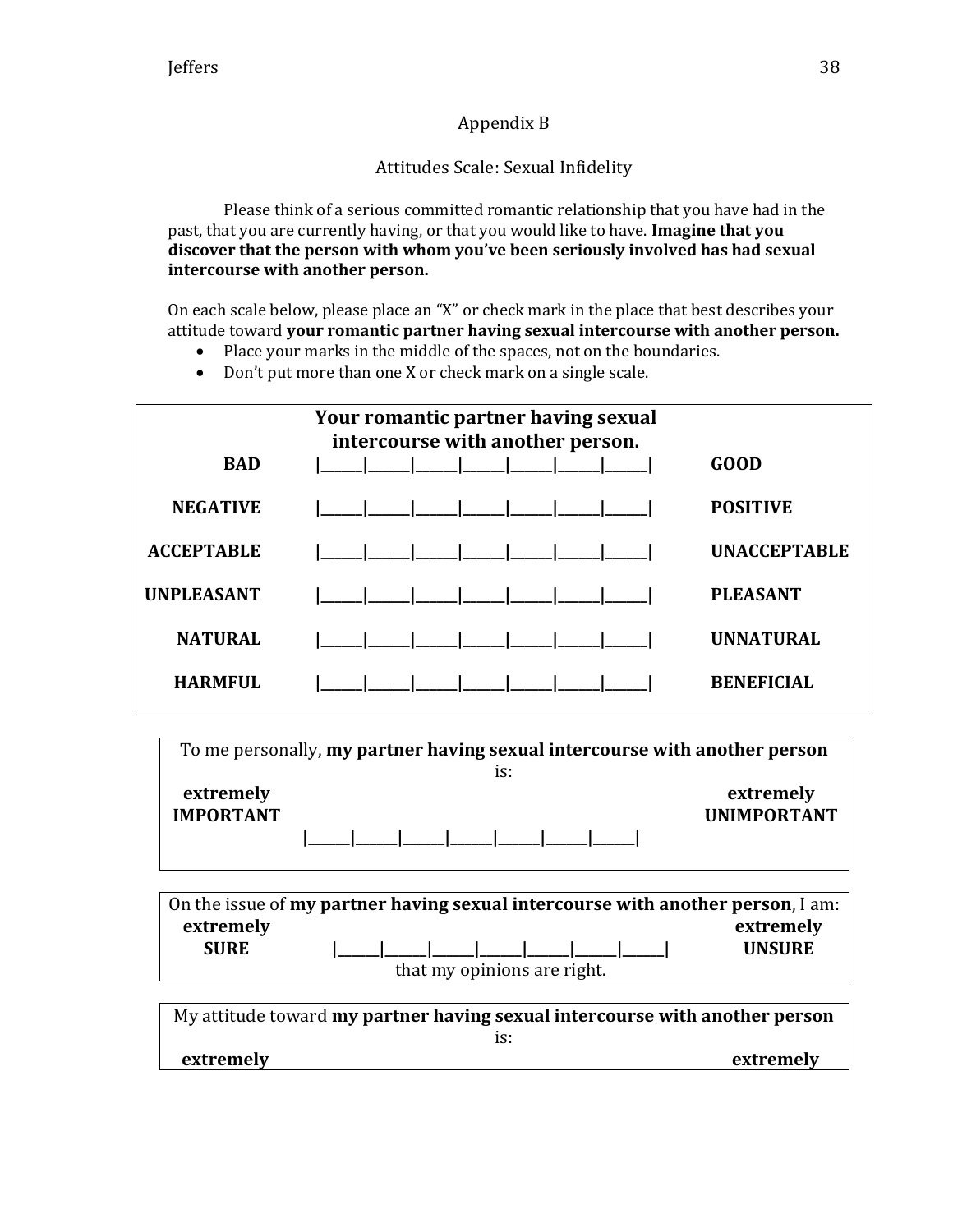Appendix B

Attitudes Scale: Sexual Infidelity

Please think of a serious committed romantic relationship that you have had in the past, that you are currently having, or that you would like to have. **Imagine that you discover that the person with whom you've been seriously involved has had sexual intercourse with another person.**

On each scale below, please place an "X" or check mark in the place that best describes your attitude toward **your romantic partner having sexual intercourse with another person.**

- Place your marks in the middle of the spaces, not on the boundaries.
- Don't put more than one X or check mark on a single scale.

**Your romantic partner having sexual intercourse with another person.**

| | | |
|---|---|---|
| **BAD** | \|\_\_\_\_\_\_\|\_\_\_\_\_\_\|\_\_\_\_\_\_\|\_\_\_\_\_\_\|\_\_\_\_\_\_\|\_\_\_\_\_\_\|\_\_\_\_\_\_\| | **GOOD** |
| **NEGATIVE** | \|\_\_\_\_\_\_\|\_\_\_\_\_\_\|\_\_\_\_\_\_\|\_\_\_\_\_\_\|\_\_\_\_\_\_\|\_\_\_\_\_\_\|\_\_\_\_\_\_\| | **POSITIVE** |
| **ACCEPTABLE** | \|\_\_\_\_\_\_\|\_\_\_\_\_\_\|\_\_\_\_\_\_\|\_\_\_\_\_\_\|\_\_\_\_\_\_\|\_\_\_\_\_\_\|\_\_\_\_\_\_\| | **UNACCEPTABLE** |
| **UNPLEASANT** | \|\_\_\_\_\_\_\|\_\_\_\_\_\_\|\_\_\_\_\_\_\|\_\_\_\_\_\_\|\_\_\_\_\_\_\|\_\_\_\_\_\_\|\_\_\_\_\_\_\| | **PLEASANT** |
| **NATURAL** | \|\_\_\_\_\_\_\|\_\_\_\_\_\_\|\_\_\_\_\_\_\|\_\_\_\_\_\_\|\_\_\_\_\_\_\|\_\_\_\_\_\_\|\_\_\_\_\_\_\| | **UNNATURAL** |
| **HARMFUL** | \|\_\_\_\_\_\_\|\_\_\_\_\_\_\|\_\_\_\_\_\_\|\_\_\_\_\_\_\|\_\_\_\_\_\_\|\_\_\_\_\_\_\|\_\_\_\_\_\_\| | **BENEFICIAL** |

To me personally, **my partner having sexual intercourse with another person** is:

| | | |
|---|---|---|
| **extremely IMPORTANT** | \|\_\_\_\_\_\_\|\_\_\_\_\_\_\|\_\_\_\_\_\_\|\_\_\_\_\_\_\|\_\_\_\_\_\_\|\_\_\_\_\_\_\|\_\_\_\_\_\_\| | **extremely UNIMPORTANT** |

On the issue of **my partner having sexual intercourse with another person**, I am:

| | | |
|---|---|---|
| **extremely SURE** | \|\_\_\_\_\_\_\|\_\_\_\_\_\_\|\_\_\_\_\_\_\|\_\_\_\_\_\_\|\_\_\_\_\_\_\|\_\_\_\_\_\_\|\_\_\_\_\_\_\| | **extremely UNSURE** |

that my opinions are right.

My attitude toward **my partner having sexual intercourse with another person** is:

**extremely** **extremely**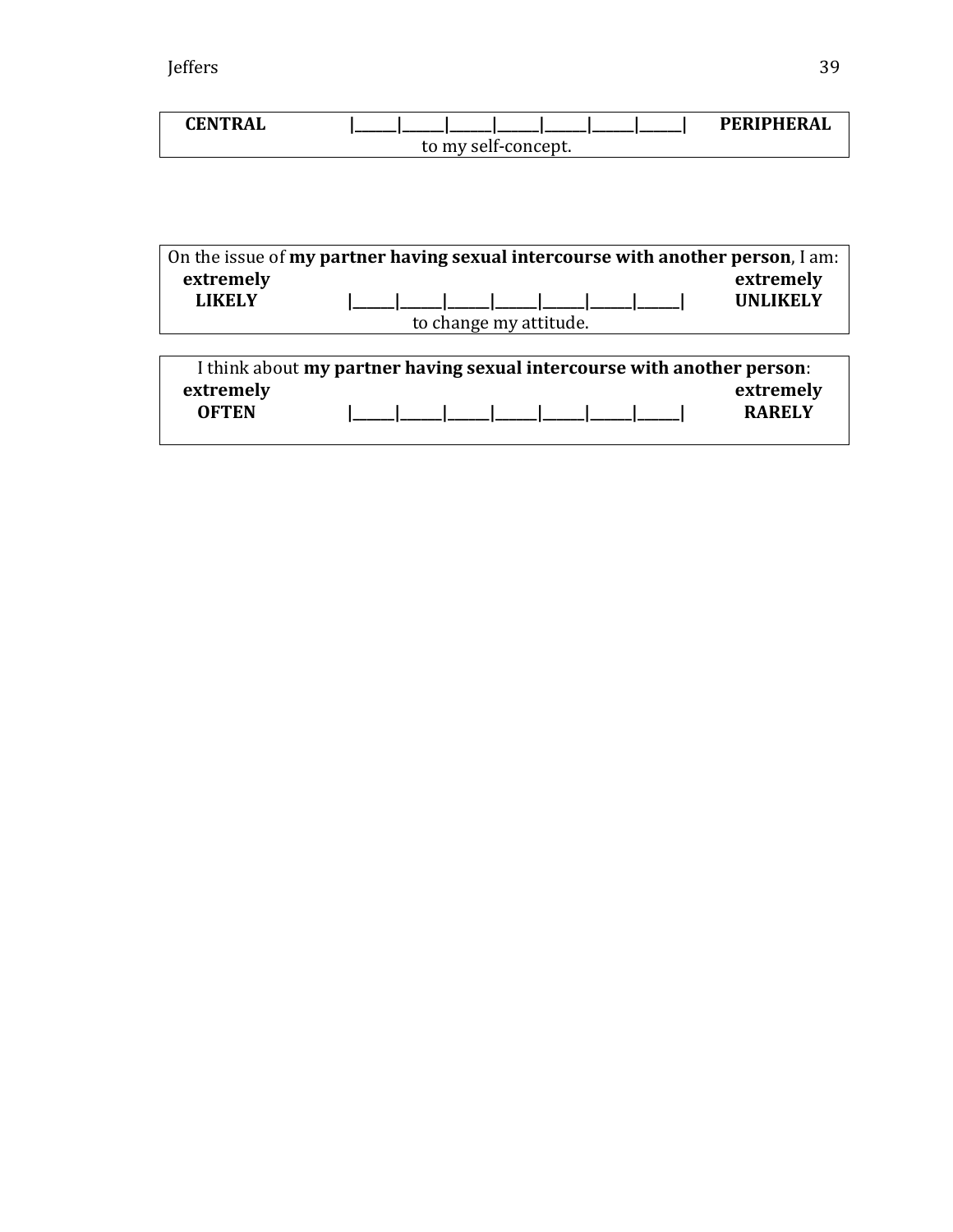| **CENTRAL** | \|______\|______\|______\|______\|______\|______\|______\| | **PERIPHERAL** |
|---|---|---|
| | to my self-concept. | |

On the issue of **my partner having sexual intercourse with another person**, I am:

| **extremely LIKELY** | \|______\|______\|______\|______\|______\|______\|______\| | **extremely UNLIKELY** |
|---|---|---|
| | to change my attitude. | |

I think about **my partner having sexual intercourse with another person**:

| **extremely OFTEN** | \|______\|______\|______\|______\|______\|______\|______\| | **extremely RARELY** |
|---|---|---|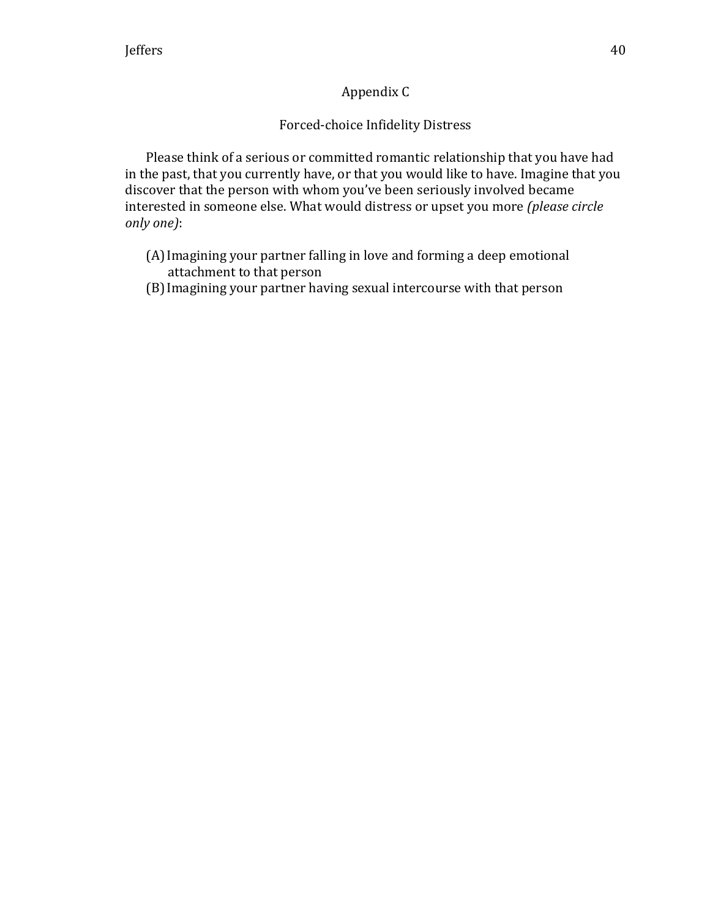## Appendix C

### Forced-choice Infidelity Distress

Please think of a serious or committed romantic relationship that you have had in the past, that you currently have, or that you would like to have. Imagine that you discover that the person with whom you've been seriously involved became interested in someone else. What would distress or upset you more *(please circle only one)*:

(A) Imagining your partner falling in love and forming a deep emotional attachment to that person
(B) Imagining your partner having sexual intercourse with that person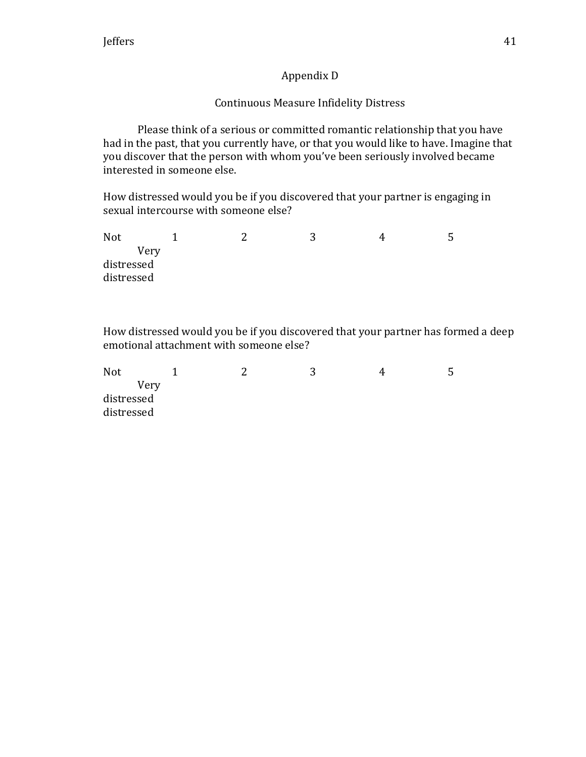## Appendix D

### Continuous Measure Infidelity Distress

Please think of a serious or committed romantic relationship that you have had in the past, that you currently have, or that you would like to have. Imagine that you discover that the person with whom you've been seriously involved became interested in someone else.

How distressed would you be if you discovered that your partner is engaging in sexual intercourse with someone else?

| Not distressed | 1 | 2 | 3 | 4 | 5 | Very distressed |
|---|---|---|---|---|---|---|

How distressed would you be if you discovered that your partner has formed a deep emotional attachment with someone else?

| Not distressed | 1 | 2 | 3 | 4 | 5 | Very distressed |
|---|---|---|---|---|---|---|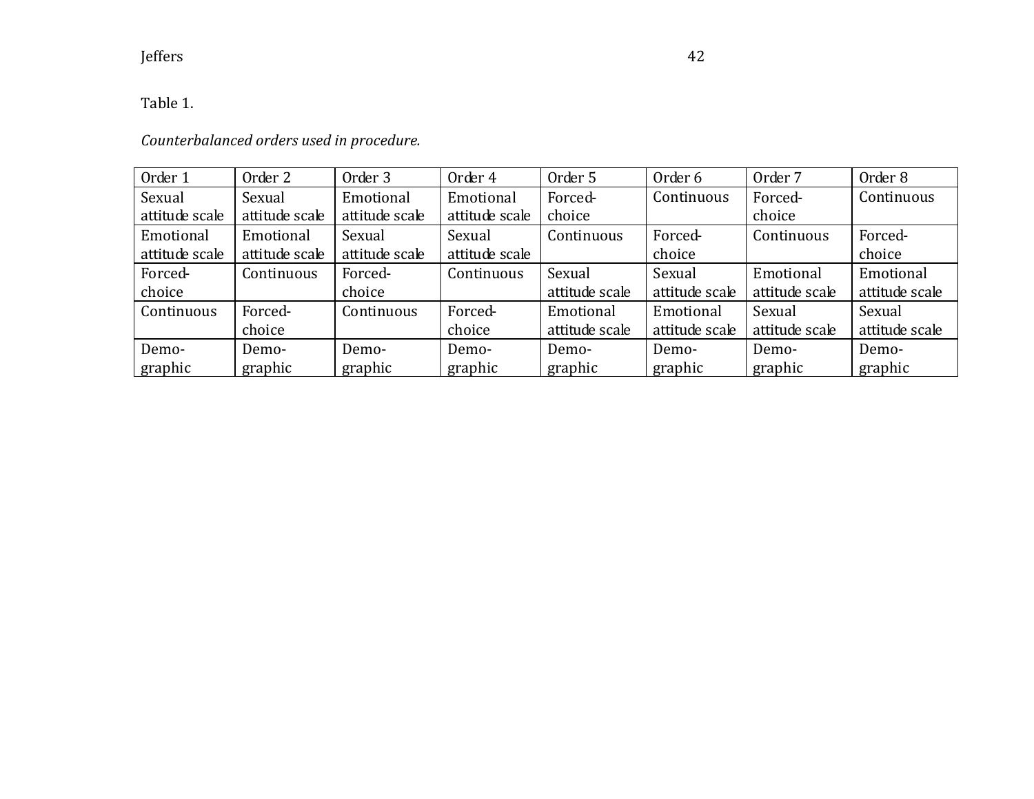Table 1.

*Counterbalanced orders used in procedure.*

| Order 1 | Order 2 | Order 3 | Order 4 | Order 5 | Order 6 | Order 7 | Order 8 |
|---|---|---|---|---|---|---|---|
| Sexual attitude scale | Sexual attitude scale | Emotional attitude scale | Emotional attitude scale | Forced-choice | Continuous | Forced-choice | Continuous |
| Emotional attitude scale | Emotional attitude scale | Sexual attitude scale | Sexual attitude scale | Continuous | Forced-choice | Continuous | Forced-choice |
| Forced-choice | Continuous | Forced-choice | Continuous | Sexual attitude scale | Sexual attitude scale | Emotional attitude scale | Emotional attitude scale |
| Continuous | Forced-choice | Continuous | Forced-choice | Emotional attitude scale | Emotional attitude scale | Sexual attitude scale | Sexual attitude scale |
| Demo-graphic | Demo-graphic | Demo-graphic | Demo-graphic | Demo-graphic | Demo-graphic | Demo-graphic | Demo-graphic |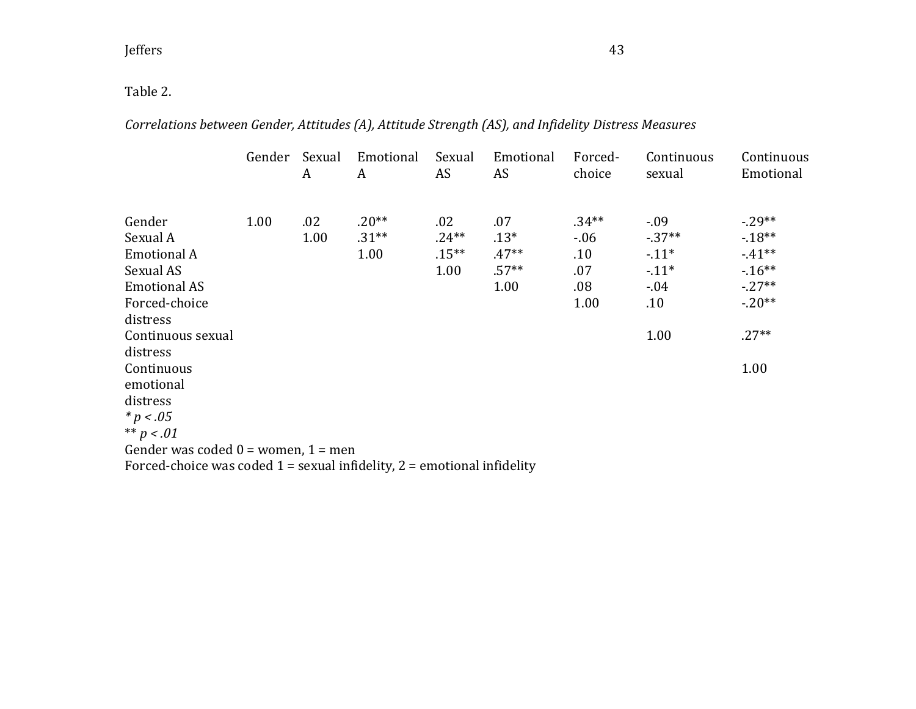Table 2.

*Correlations between Gender, Attitudes (A), Attitude Strength (AS), and Infidelity Distress Measures*

| | Gender | Sexual A | Emotional A | Sexual AS | Emotional AS | Forced-choice | Continuous sexual | Continuous Emotional |
|---|---|---|---|---|---|---|---|---|
| Gender | 1.00 | .02 | .20** | .02 | .07 | .34** | -.09 | -.29** |
| Sexual A | | 1.00 | .31** | .24** | .13* | -.06 | -.37** | -.18** |
| Emotional A | | | 1.00 | .15** | .47** | .10 | -.11* | -.41** |
| Sexual AS | | | | 1.00 | .57** | .07 | -.11* | -.16** |
| Emotional AS | | | | | 1.00 | .08 | -.04 | -.27** |
| Forced-choice distress | | | | | | 1.00 | .10 | -.20** |
| Continuous sexual distress | | | | | | | 1.00 | .27** |
| Continuous emotional distress | | | | | | | | 1.00 |

\* $p < .05$

\*\* $p < .01$

Gender was coded 0 = women, 1 = men

Forced-choice was coded 1 = sexual infidelity, 2 = emotional infidelity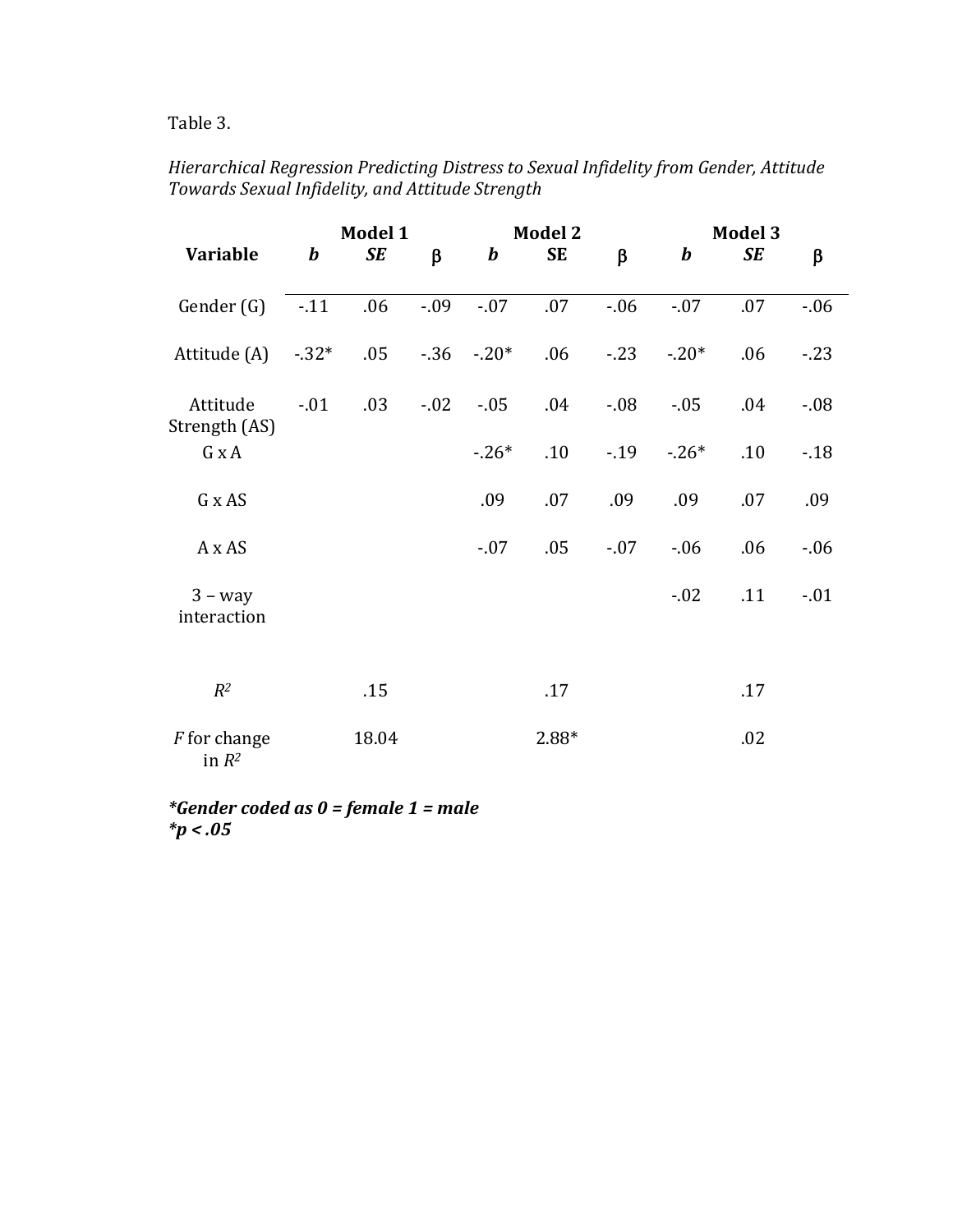Table 3.

*Hierarchical Regression Predicting Distress to Sexual Infidelity from Gender, Attitude Towards Sexual Infidelity, and Attitude Strength*

| | **Model 1** | | | **Model 2** | | | **Model 3** | | |
|---|---|---|---|---|---|---|---|---|---|
| **Variable** | ***b*** | ***SE*** | β | ***b*** | **SE** | β | ***b*** | ***SE*** | β |
| Gender (G) | -.11 | .06 | -.09 | -.07 | .07 | -.06 | -.07 | .07 | -.06 |
| Attitude (A) | -.32* | .05 | -.36 | -.20* | .06 | -.23 | -.20* | .06 | -.23 |
| Attitude Strength (AS) | -.01 | .03 | -.02 | -.05 | .04 | -.08 | -.05 | .04 | -.08 |
| G x A | | | | -.26* | .10 | -.19 | -.26* | .10 | -.18 |
| G x AS | | | | .09 | .07 | .09 | .09 | .07 | .09 |
| A x AS | | | | -.07 | .05 | -.07 | -.06 | .06 | -.06 |
| 3 – way interaction | | | | | | | -.02 | .11 | -.01 |
| $R^2$ | | .15 | | | .17 | | | .17 | |
| *F* for change in $R^2$ | | 18.04 | | | 2.88* | | | .02 | |

***Gender coded as 0 = female 1 = male***
***p < .05***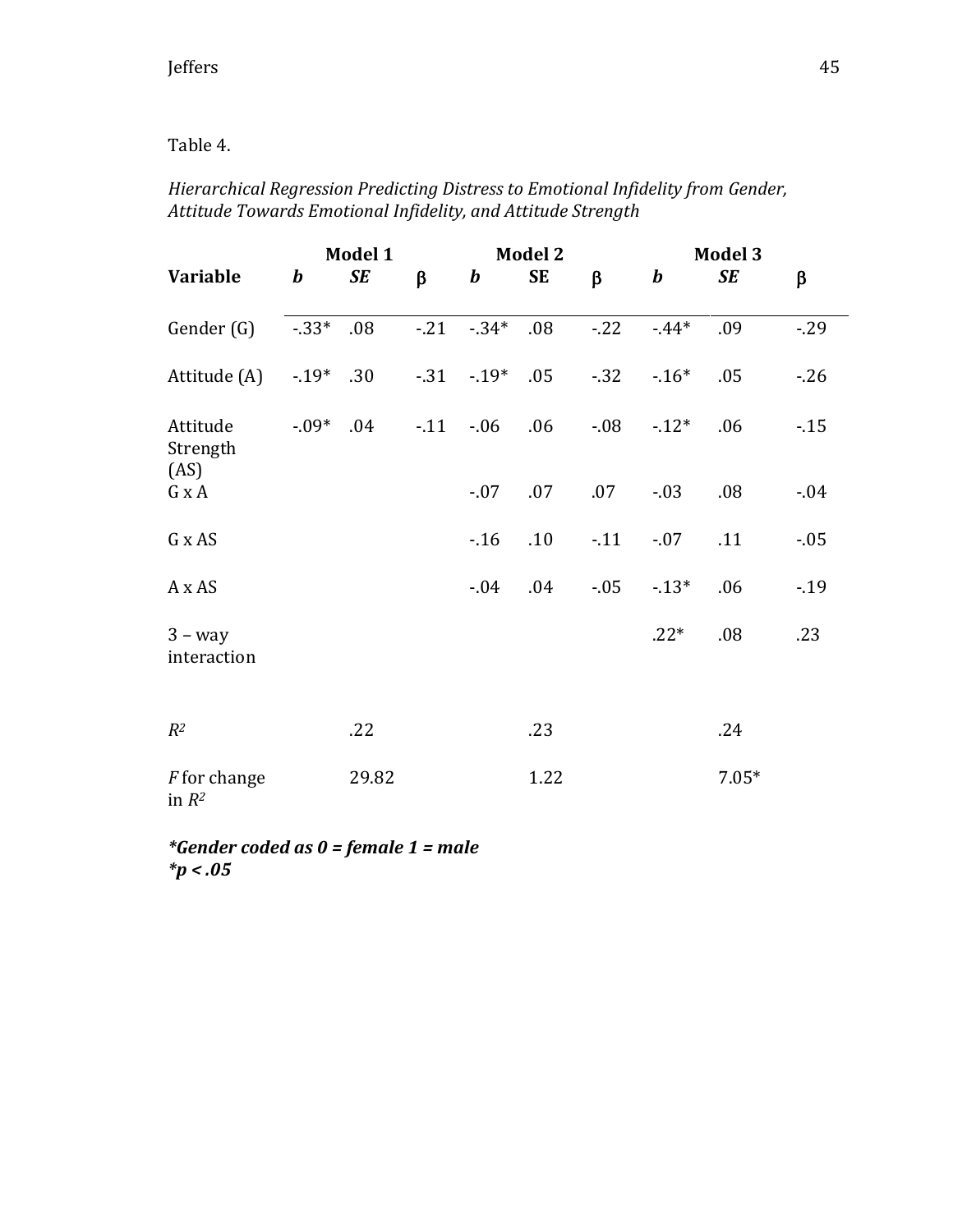Table 4.

*Hierarchical Regression Predicting Distress to Emotional Infidelity from Gender, Attitude Towards Emotional Infidelity, and Attitude Strength*

| | Model 1 | | | Model 2 | | | Model 3 | | |
|---|---|---|---|---|---|---|---|---|---|
| **Variable** | ***b*** | ***SE*** | β | ***b*** | **SE** | β | ***b*** | ***SE*** | β |
| Gender (G) | -.33* | .08 | -.21 | -.34* | .08 | -.22 | -.44* | .09 | -.29 |
| Attitude (A) | -.19* | .30 | -.31 | -.19* | .05 | -.32 | -.16* | .05 | -.26 |
| Attitude Strength (AS) | -.09* | .04 | -.11 | -.06 | .06 | -.08 | -.12* | .06 | -.15 |
| G x A | | | | -.07 | .07 | .07 | -.03 | .08 | -.04 |
| G x AS | | | | -.16 | .10 | -.11 | -.07 | .11 | -.05 |
| A x AS | | | | -.04 | .04 | -.05 | -.13* | .06 | -.19 |
| 3 – way interaction | | | | | | | .22* | .08 | .23 |
| $R^2$ | | .22 | | | .23 | | | .24 | |
| *F* for change in $R^2$ | | 29.82 | | | 1.22 | | | 7.05* | |

***Gender coded as 0 = female 1 = male***
***p < .05**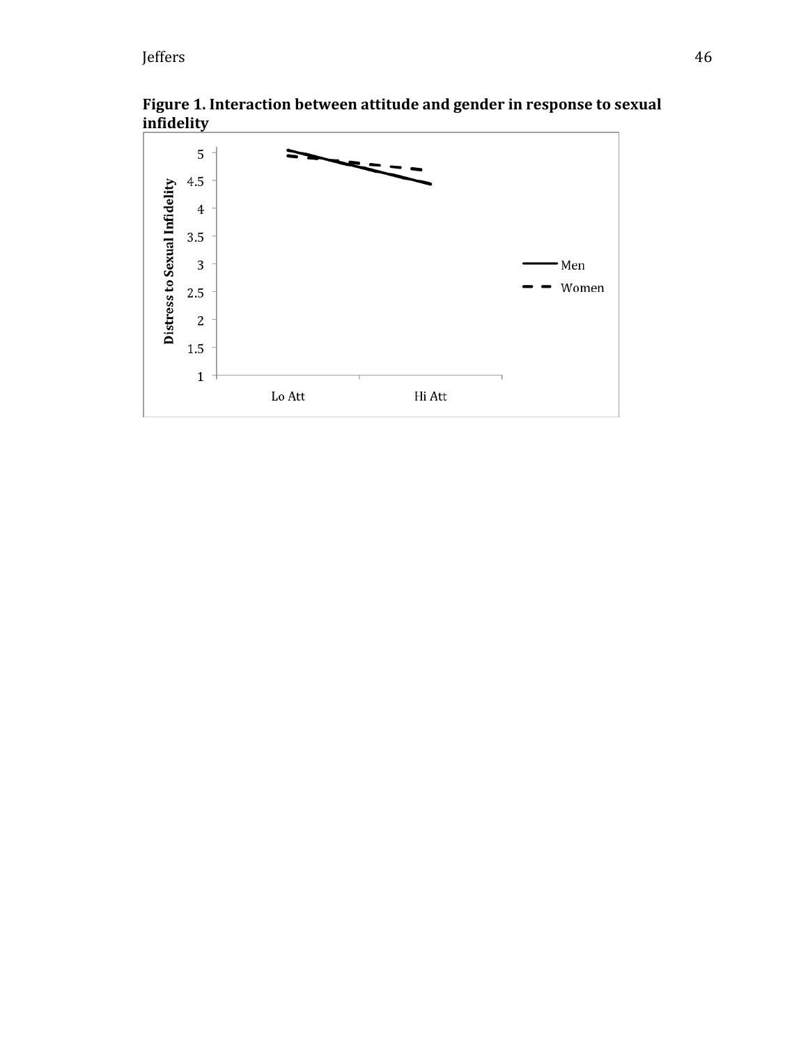**Figure 1. Interaction between attitude and gender in response to sexual infidelity**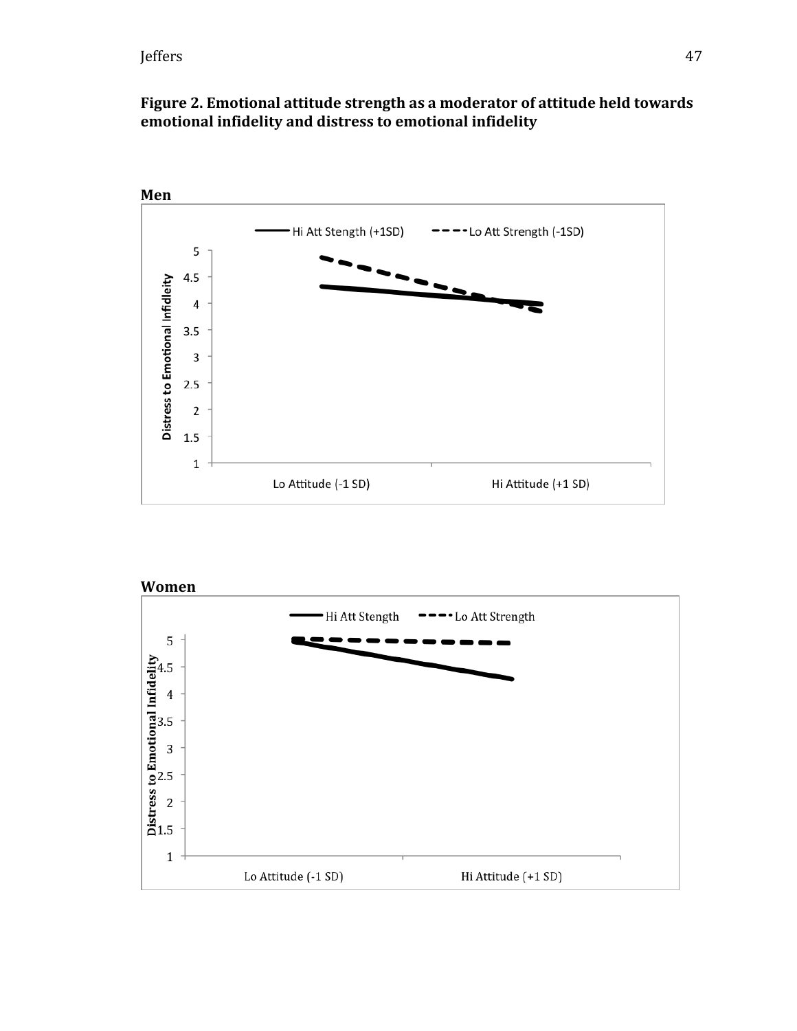**Figure 2. Emotional attitude strength as a moderator of attitude held towards emotional infidelity and distress to emotional infidelity**

**Men**

Hi Att Stength (+1SD)
Lo Att Strength (-1SD)

Distress to Emotional Infidelity

5
4.5
4
3.5
3
2.5
2
1.5
1

Lo Attitude (-1 SD)
Hi Attitude (+1 SD)

**Women**

Hi Att Stength
Lo Att Strength

Distress to Emotional Infidelity

5
4.5
4
3.5
3
2.5
2
1.5
1

Lo Attitude (-1 SD)
Hi Attitude (+1 SD)